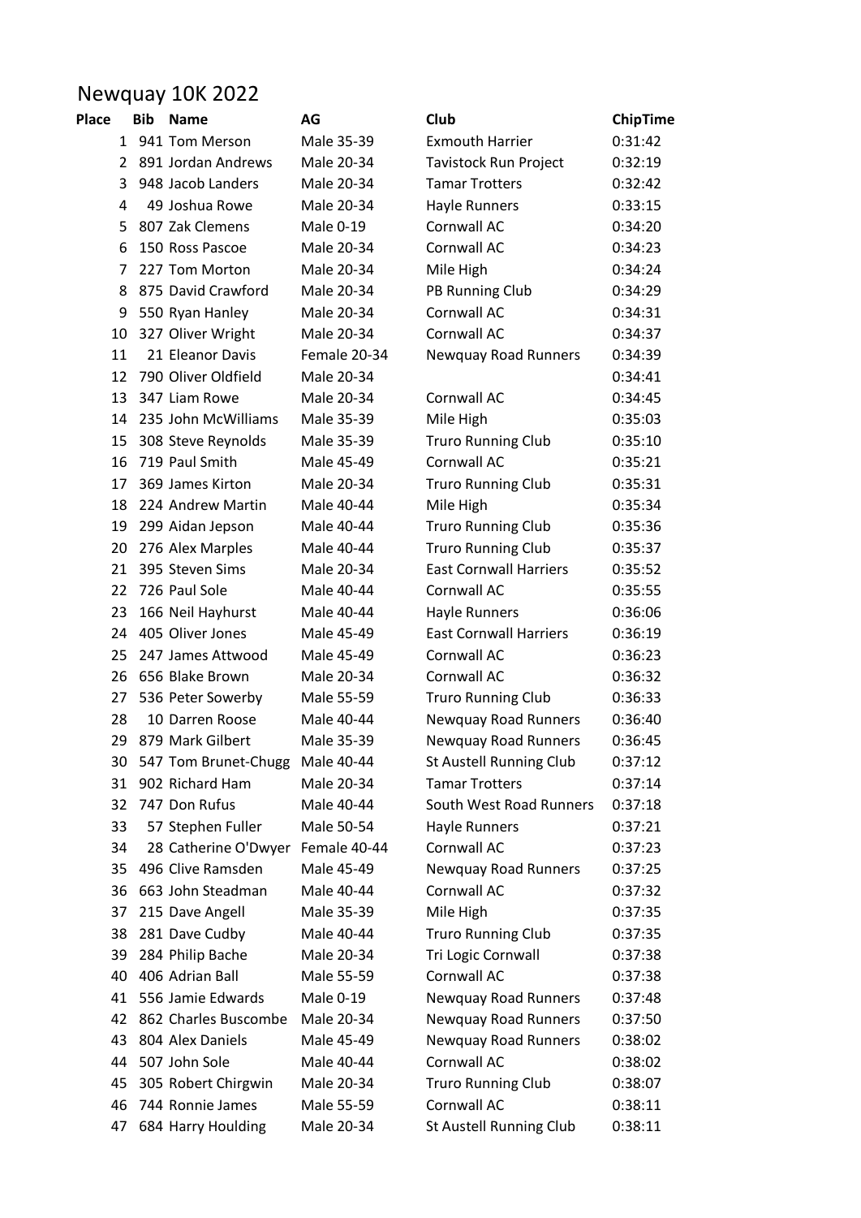# Newquay 10K 2022

| Place | Bib | Name | AG | Club | ChipTime |
|---|---|---|---|---|---|
| 1 | 941 | Tom Merson | Male 35-39 | Exmouth Harrier | 0:31:42 |
| 2 | 891 | Jordan Andrews | Male 20-34 | Tavistock Run Project | 0:32:19 |
| 3 | 948 | Jacob Landers | Male 20-34 | Tamar Trotters | 0:32:42 |
| 4 | 49 | Joshua Rowe | Male 20-34 | Hayle Runners | 0:33:15 |
| 5 | 807 | Zak Clemens | Male 0-19 | Cornwall AC | 0:34:20 |
| 6 | 150 | Ross Pascoe | Male 20-34 | Cornwall AC | 0:34:23 |
| 7 | 227 | Tom Morton | Male 20-34 | Mile High | 0:34:24 |
| 8 | 875 | David Crawford | Male 20-34 | PB Running Club | 0:34:29 |
| 9 | 550 | Ryan Hanley | Male 20-34 | Cornwall AC | 0:34:31 |
| 10 | 327 | Oliver Wright | Male 20-34 | Cornwall AC | 0:34:37 |
| 11 | 21 | Eleanor Davis | Female 20-34 | Newquay Road Runners | 0:34:39 |
| 12 | 790 | Oliver Oldfield | Male 20-34 | | 0:34:41 |
| 13 | 347 | Liam Rowe | Male 20-34 | Cornwall AC | 0:34:45 |
| 14 | 235 | John McWilliams | Male 35-39 | Mile High | 0:35:03 |
| 15 | 308 | Steve Reynolds | Male 35-39 | Truro Running Club | 0:35:10 |
| 16 | 719 | Paul Smith | Male 45-49 | Cornwall AC | 0:35:21 |
| 17 | 369 | James Kirton | Male 20-34 | Truro Running Club | 0:35:31 |
| 18 | 224 | Andrew Martin | Male 40-44 | Mile High | 0:35:34 |
| 19 | 299 | Aidan Jepson | Male 40-44 | Truro Running Club | 0:35:36 |
| 20 | 276 | Alex Marples | Male 40-44 | Truro Running Club | 0:35:37 |
| 21 | 395 | Steven Sims | Male 20-34 | East Cornwall Harriers | 0:35:52 |
| 22 | 726 | Paul Sole | Male 40-44 | Cornwall AC | 0:35:55 |
| 23 | 166 | Neil Hayhurst | Male 40-44 | Hayle Runners | 0:36:06 |
| 24 | 405 | Oliver Jones | Male 45-49 | East Cornwall Harriers | 0:36:19 |
| 25 | 247 | James Attwood | Male 45-49 | Cornwall AC | 0:36:23 |
| 26 | 656 | Blake Brown | Male 20-34 | Cornwall AC | 0:36:32 |
| 27 | 536 | Peter Sowerby | Male 55-59 | Truro Running Club | 0:36:33 |
| 28 | 10 | Darren Roose | Male 40-44 | Newquay Road Runners | 0:36:40 |
| 29 | 879 | Mark Gilbert | Male 35-39 | Newquay Road Runners | 0:36:45 |
| 30 | 547 | Tom Brunet-Chugg | Male 40-44 | St Austell Running Club | 0:37:12 |
| 31 | 902 | Richard Ham | Male 20-34 | Tamar Trotters | 0:37:14 |
| 32 | 747 | Don Rufus | Male 40-44 | South West Road Runners | 0:37:18 |
| 33 | 57 | Stephen Fuller | Male 50-54 | Hayle Runners | 0:37:21 |
| 34 | 28 | Catherine O'Dwyer | Female 40-44 | Cornwall AC | 0:37:23 |
| 35 | 496 | Clive Ramsden | Male 45-49 | Newquay Road Runners | 0:37:25 |
| 36 | 663 | John Steadman | Male 40-44 | Cornwall AC | 0:37:32 |
| 37 | 215 | Dave Angell | Male 35-39 | Mile High | 0:37:35 |
| 38 | 281 | Dave Cudby | Male 40-44 | Truro Running Club | 0:37:35 |
| 39 | 284 | Philip Bache | Male 20-34 | Tri Logic Cornwall | 0:37:38 |
| 40 | 406 | Adrian Ball | Male 55-59 | Cornwall AC | 0:37:38 |
| 41 | 556 | Jamie Edwards | Male 0-19 | Newquay Road Runners | 0:37:48 |
| 42 | 862 | Charles Buscombe | Male 20-34 | Newquay Road Runners | 0:37:50 |
| 43 | 804 | Alex Daniels | Male 45-49 | Newquay Road Runners | 0:38:02 |
| 44 | 507 | John Sole | Male 40-44 | Cornwall AC | 0:38:02 |
| 45 | 305 | Robert Chirgwin | Male 20-34 | Truro Running Club | 0:38:07 |
| 46 | 744 | Ronnie James | Male 55-59 | Cornwall AC | 0:38:11 |
| 47 | 684 | Harry Houlding | Male 20-34 | St Austell Running Club | 0:38:11 |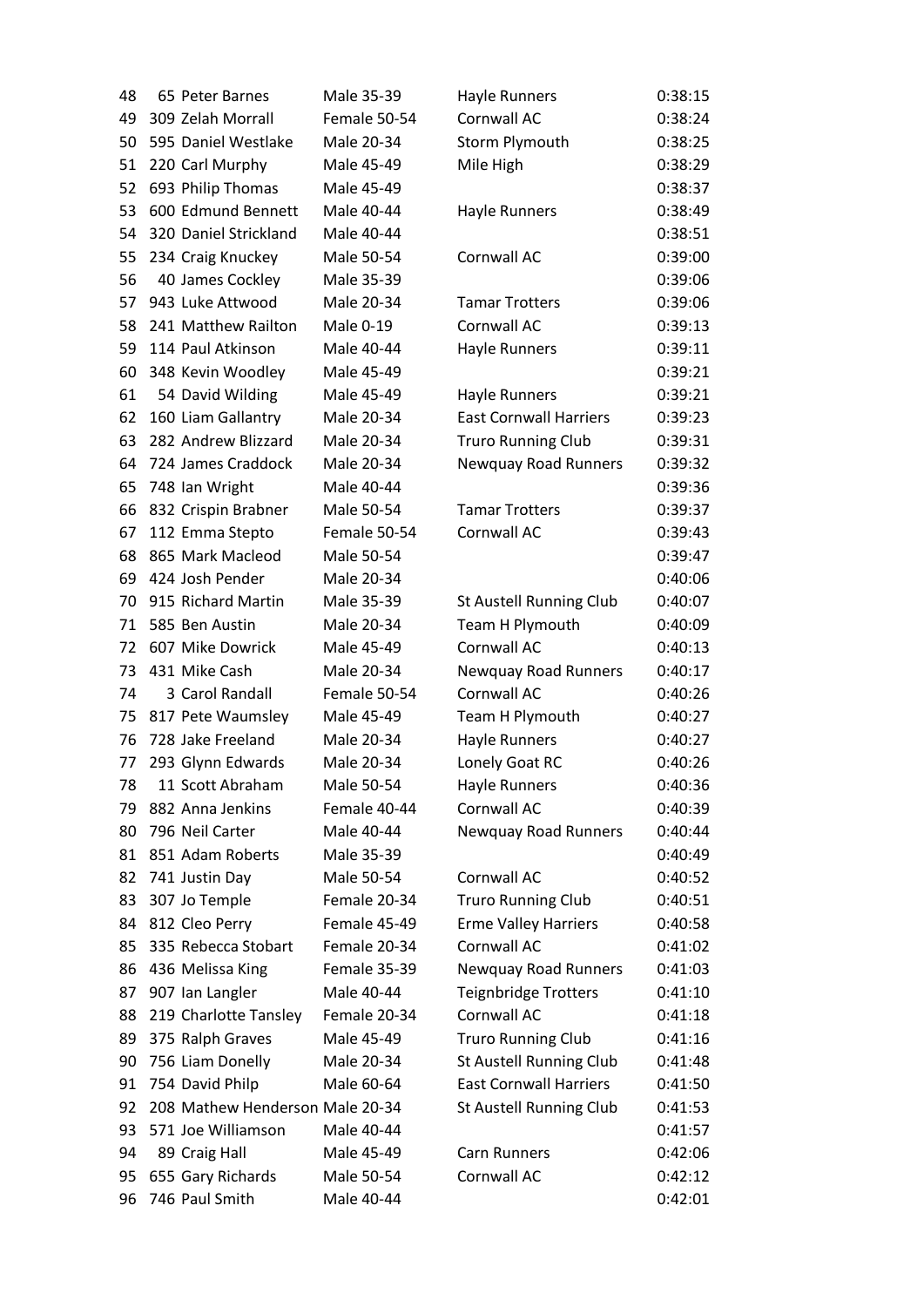| | | | | | |
|---|---|---|---|---|---|
| 48 | 65 | Peter Barnes | Male 35-39 | Hayle Runners | 0:38:15 |
| 49 | 309 | Zelah Morrall | Female 50-54 | Cornwall AC | 0:38:24 |
| 50 | 595 | Daniel Westlake | Male 20-34 | Storm Plymouth | 0:38:25 |
| 51 | 220 | Carl Murphy | Male 45-49 | Mile High | 0:38:29 |
| 52 | 693 | Philip Thomas | Male 45-49 | | 0:38:37 |
| 53 | 600 | Edmund Bennett | Male 40-44 | Hayle Runners | 0:38:49 |
| 54 | 320 | Daniel Strickland | Male 40-44 | | 0:38:51 |
| 55 | 234 | Craig Knuckey | Male 50-54 | Cornwall AC | 0:39:00 |
| 56 | 40 | James Cockley | Male 35-39 | | 0:39:06 |
| 57 | 943 | Luke Attwood | Male 20-34 | Tamar Trotters | 0:39:06 |
| 58 | 241 | Matthew Railton | Male 0-19 | Cornwall AC | 0:39:13 |
| 59 | 114 | Paul Atkinson | Male 40-44 | Hayle Runners | 0:39:11 |
| 60 | 348 | Kevin Woodley | Male 45-49 | | 0:39:21 |
| 61 | 54 | David Wilding | Male 45-49 | Hayle Runners | 0:39:21 |
| 62 | 160 | Liam Gallantry | Male 20-34 | East Cornwall Harriers | 0:39:23 |
| 63 | 282 | Andrew Blizzard | Male 20-34 | Truro Running Club | 0:39:31 |
| 64 | 724 | James Craddock | Male 20-34 | Newquay Road Runners | 0:39:32 |
| 65 | 748 | Ian Wright | Male 40-44 | | 0:39:36 |
| 66 | 832 | Crispin Brabner | Male 50-54 | Tamar Trotters | 0:39:37 |
| 67 | 112 | Emma Stepto | Female 50-54 | Cornwall AC | 0:39:43 |
| 68 | 865 | Mark Macleod | Male 50-54 | | 0:39:47 |
| 69 | 424 | Josh Pender | Male 20-34 | | 0:40:06 |
| 70 | 915 | Richard Martin | Male 35-39 | St Austell Running Club | 0:40:07 |
| 71 | 585 | Ben Austin | Male 20-34 | Team H Plymouth | 0:40:09 |
| 72 | 607 | Mike Dowrick | Male 45-49 | Cornwall AC | 0:40:13 |
| 73 | 431 | Mike Cash | Male 20-34 | Newquay Road Runners | 0:40:17 |
| 74 | 3 | Carol Randall | Female 50-54 | Cornwall AC | 0:40:26 |
| 75 | 817 | Pete Waumsley | Male 45-49 | Team H Plymouth | 0:40:27 |
| 76 | 728 | Jake Freeland | Male 20-34 | Hayle Runners | 0:40:27 |
| 77 | 293 | Glynn Edwards | Male 20-34 | Lonely Goat RC | 0:40:26 |
| 78 | 11 | Scott Abraham | Male 50-54 | Hayle Runners | 0:40:36 |
| 79 | 882 | Anna Jenkins | Female 40-44 | Cornwall AC | 0:40:39 |
| 80 | 796 | Neil Carter | Male 40-44 | Newquay Road Runners | 0:40:44 |
| 81 | 851 | Adam Roberts | Male 35-39 | | 0:40:49 |
| 82 | 741 | Justin Day | Male 50-54 | Cornwall AC | 0:40:52 |
| 83 | 307 | Jo Temple | Female 20-34 | Truro Running Club | 0:40:51 |
| 84 | 812 | Cleo Perry | Female 45-49 | Erme Valley Harriers | 0:40:58 |
| 85 | 335 | Rebecca Stobart | Female 20-34 | Cornwall AC | 0:41:02 |
| 86 | 436 | Melissa King | Female 35-39 | Newquay Road Runners | 0:41:03 |
| 87 | 907 | Ian Langler | Male 40-44 | Teignbridge Trotters | 0:41:10 |
| 88 | 219 | Charlotte Tansley | Female 20-34 | Cornwall AC | 0:41:18 |
| 89 | 375 | Ralph Graves | Male 45-49 | Truro Running Club | 0:41:16 |
| 90 | 756 | Liam Donelly | Male 20-34 | St Austell Running Club | 0:41:48 |
| 91 | 754 | David Philp | Male 60-64 | East Cornwall Harriers | 0:41:50 |
| 92 | 208 | Mathew Henderson | Male 20-34 | St Austell Running Club | 0:41:53 |
| 93 | 571 | Joe Williamson | Male 40-44 | | 0:41:57 |
| 94 | 89 | Craig Hall | Male 45-49 | Carn Runners | 0:42:06 |
| 95 | 655 | Gary Richards | Male 50-54 | Cornwall AC | 0:42:12 |
| 96 | 746 | Paul Smith | Male 40-44 | | 0:42:01 |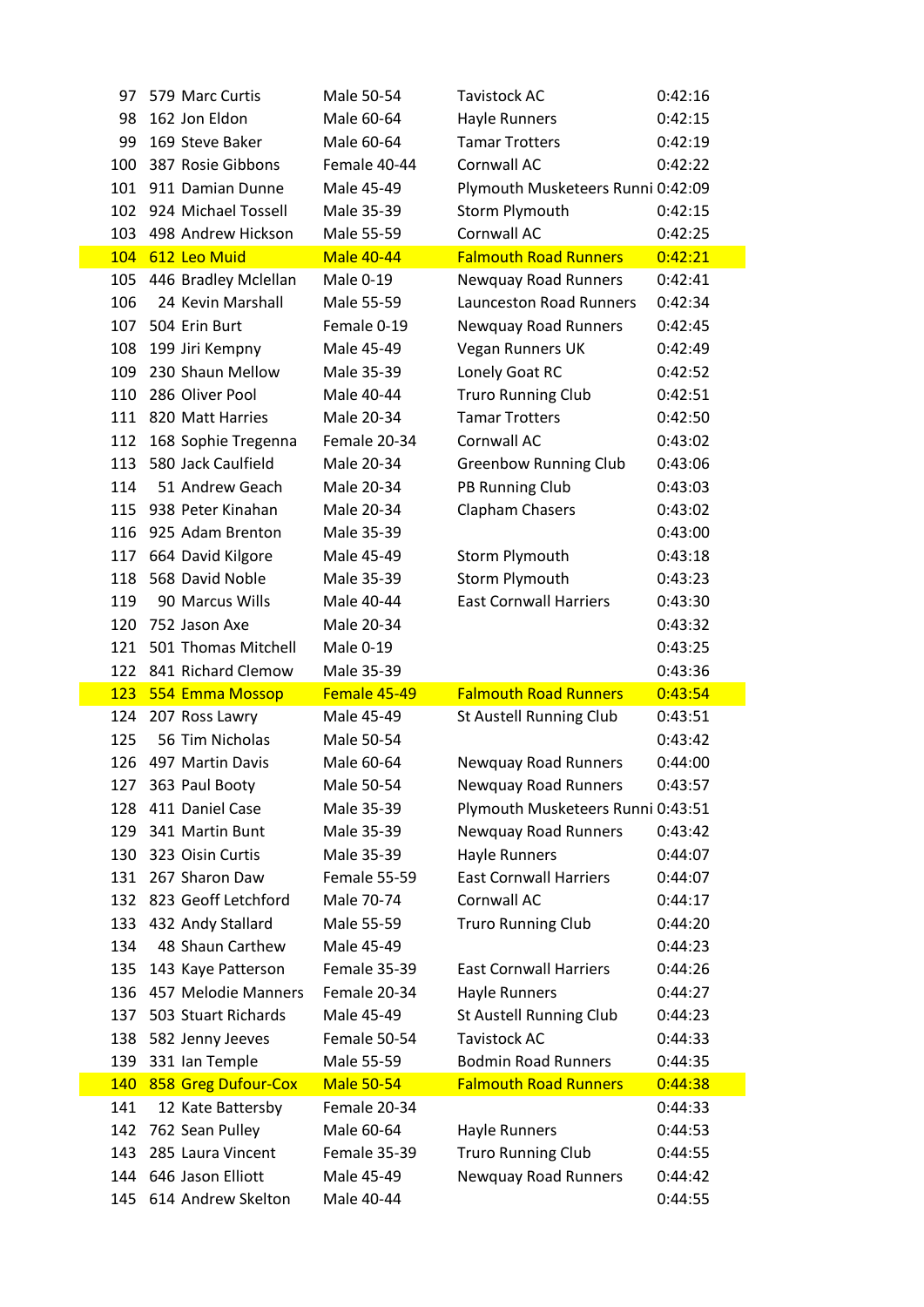| | | | | | |
|---|---|---|---|---|---|
| 97 | 579 | Marc Curtis | Male 50-54 | Tavistock AC | 0:42:16 |
| 98 | 162 | Jon Eldon | Male 60-64 | Hayle Runners | 0:42:15 |
| 99 | 169 | Steve Baker | Male 60-64 | Tamar Trotters | 0:42:19 |
| 100 | 387 | Rosie Gibbons | Female 40-44 | Cornwall AC | 0:42:22 |
| 101 | 911 | Damian Dunne | Male 45-49 | Plymouth Musketeers Runni | 0:42:09 |
| 102 | 924 | Michael Tossell | Male 35-39 | Storm Plymouth | 0:42:15 |
| 103 | 498 | Andrew Hickson | Male 55-59 | Cornwall AC | 0:42:25 |
| 104 | 612 | Leo Muid | Male 40-44 | Falmouth Road Runners | 0:42:21 |
| 105 | 446 | Bradley Mclellan | Male 0-19 | Newquay Road Runners | 0:42:41 |
| 106 | 24 | Kevin Marshall | Male 55-59 | Launceston Road Runners | 0:42:34 |
| 107 | 504 | Erin Burt | Female 0-19 | Newquay Road Runners | 0:42:45 |
| 108 | 199 | Jiri Kempny | Male 45-49 | Vegan Runners UK | 0:42:49 |
| 109 | 230 | Shaun Mellow | Male 35-39 | Lonely Goat RC | 0:42:52 |
| 110 | 286 | Oliver Pool | Male 40-44 | Truro Running Club | 0:42:51 |
| 111 | 820 | Matt Harries | Male 20-34 | Tamar Trotters | 0:42:50 |
| 112 | 168 | Sophie Tregenna | Female 20-34 | Cornwall AC | 0:43:02 |
| 113 | 580 | Jack Caulfield | Male 20-34 | Greenbow Running Club | 0:43:06 |
| 114 | 51 | Andrew Geach | Male 20-34 | PB Running Club | 0:43:03 |
| 115 | 938 | Peter Kinahan | Male 20-34 | Clapham Chasers | 0:43:02 |
| 116 | 925 | Adam Brenton | Male 35-39 | | 0:43:00 |
| 117 | 664 | David Kilgore | Male 45-49 | Storm Plymouth | 0:43:18 |
| 118 | 568 | David Noble | Male 35-39 | Storm Plymouth | 0:43:23 |
| 119 | 90 | Marcus Wills | Male 40-44 | East Cornwall Harriers | 0:43:30 |
| 120 | 752 | Jason Axe | Male 20-34 | | 0:43:32 |
| 121 | 501 | Thomas Mitchell | Male 0-19 | | 0:43:25 |
| 122 | 841 | Richard Clemow | Male 35-39 | | 0:43:36 |
| 123 | 554 | Emma Mossop | Female 45-49 | Falmouth Road Runners | 0:43:54 |
| 124 | 207 | Ross Lawry | Male 45-49 | St Austell Running Club | 0:43:51 |
| 125 | 56 | Tim Nicholas | Male 50-54 | | 0:43:42 |
| 126 | 497 | Martin Davis | Male 60-64 | Newquay Road Runners | 0:44:00 |
| 127 | 363 | Paul Booty | Male 50-54 | Newquay Road Runners | 0:43:57 |
| 128 | 411 | Daniel Case | Male 35-39 | Plymouth Musketeers Runni | 0:43:51 |
| 129 | 341 | Martin Bunt | Male 35-39 | Newquay Road Runners | 0:43:42 |
| 130 | 323 | Oisin Curtis | Male 35-39 | Hayle Runners | 0:44:07 |
| 131 | 267 | Sharon Daw | Female 55-59 | East Cornwall Harriers | 0:44:07 |
| 132 | 823 | Geoff Letchford | Male 70-74 | Cornwall AC | 0:44:17 |
| 133 | 432 | Andy Stallard | Male 55-59 | Truro Running Club | 0:44:20 |
| 134 | 48 | Shaun Carthew | Male 45-49 | | 0:44:23 |
| 135 | 143 | Kaye Patterson | Female 35-39 | East Cornwall Harriers | 0:44:26 |
| 136 | 457 | Melodie Manners | Female 20-34 | Hayle Runners | 0:44:27 |
| 137 | 503 | Stuart Richards | Male 45-49 | St Austell Running Club | 0:44:23 |
| 138 | 582 | Jenny Jeeves | Female 50-54 | Tavistock AC | 0:44:33 |
| 139 | 331 | Ian Temple | Male 55-59 | Bodmin Road Runners | 0:44:35 |
| 140 | 858 | Greg Dufour-Cox | Male 50-54 | Falmouth Road Runners | 0:44:38 |
| 141 | 12 | Kate Battersby | Female 20-34 | | 0:44:33 |
| 142 | 762 | Sean Pulley | Male 60-64 | Hayle Runners | 0:44:53 |
| 143 | 285 | Laura Vincent | Female 35-39 | Truro Running Club | 0:44:55 |
| 144 | 646 | Jason Elliott | Male 45-49 | Newquay Road Runners | 0:44:42 |
| 145 | 614 | Andrew Skelton | Male 40-44 | | 0:44:55 |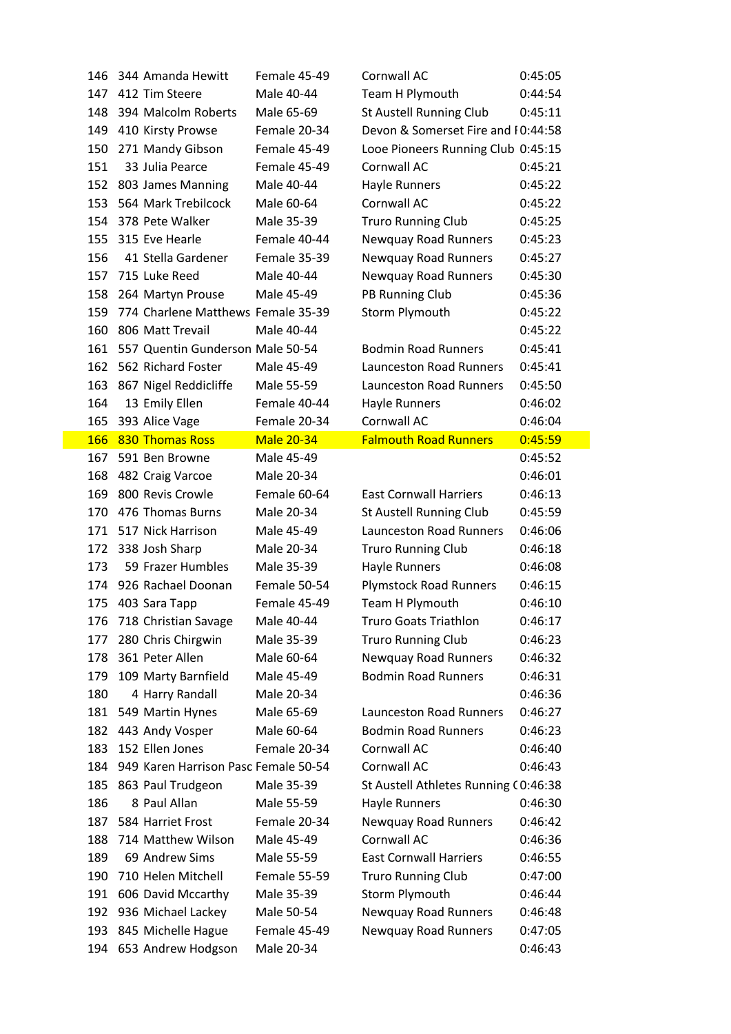| | | | | | |
|---|---|---|---|---|---|
| 146 | 344 | Amanda Hewitt | Female 45-49 | Cornwall AC | 0:45:05 |
| 147 | 412 | Tim Steere | Male 40-44 | Team H Plymouth | 0:44:54 |
| 148 | 394 | Malcolm Roberts | Male 65-69 | St Austell Running Club | 0:45:11 |
| 149 | 410 | Kirsty Prowse | Female 20-34 | Devon & Somerset Fire and I | 0:44:58 |
| 150 | 271 | Mandy Gibson | Female 45-49 | Looe Pioneers Running Club | 0:45:15 |
| 151 | 33 | Julia Pearce | Female 45-49 | Cornwall AC | 0:45:21 |
| 152 | 803 | James Manning | Male 40-44 | Hayle Runners | 0:45:22 |
| 153 | 564 | Mark Trebilcock | Male 60-64 | Cornwall AC | 0:45:22 |
| 154 | 378 | Pete Walker | Male 35-39 | Truro Running Club | 0:45:25 |
| 155 | 315 | Eve Hearle | Female 40-44 | Newquay Road Runners | 0:45:23 |
| 156 | 41 | Stella Gardener | Female 35-39 | Newquay Road Runners | 0:45:27 |
| 157 | 715 | Luke Reed | Male 40-44 | Newquay Road Runners | 0:45:30 |
| 158 | 264 | Martyn Prouse | Male 45-49 | PB Running Club | 0:45:36 |
| 159 | 774 | Charlene Matthews | Female 35-39 | Storm Plymouth | 0:45:22 |
| 160 | 806 | Matt Trevail | Male 40-44 | | 0:45:22 |
| 161 | 557 | Quentin Gunderson | Male 50-54 | Bodmin Road Runners | 0:45:41 |
| 162 | 562 | Richard Foster | Male 45-49 | Launceston Road Runners | 0:45:41 |
| 163 | 867 | Nigel Reddicliffe | Male 55-59 | Launceston Road Runners | 0:45:50 |
| 164 | 13 | Emily Ellen | Female 40-44 | Hayle Runners | 0:46:02 |
| 165 | 393 | Alice Vage | Female 20-34 | Cornwall AC | 0:46:04 |
| 166 | 830 | Thomas Ross | Male 20-34 | Falmouth Road Runners | 0:45:59 |
| 167 | 591 | Ben Browne | Male 45-49 | | 0:45:52 |
| 168 | 482 | Craig Varcoe | Male 20-34 | | 0:46:01 |
| 169 | 800 | Revis Crowle | Female 60-64 | East Cornwall Harriers | 0:46:13 |
| 170 | 476 | Thomas Burns | Male 20-34 | St Austell Running Club | 0:45:59 |
| 171 | 517 | Nick Harrison | Male 45-49 | Launceston Road Runners | 0:46:06 |
| 172 | 338 | Josh Sharp | Male 20-34 | Truro Running Club | 0:46:18 |
| 173 | 59 | Frazer Humbles | Male 35-39 | Hayle Runners | 0:46:08 |
| 174 | 926 | Rachael Doonan | Female 50-54 | Plymstock Road Runners | 0:46:15 |
| 175 | 403 | Sara Tapp | Female 45-49 | Team H Plymouth | 0:46:10 |
| 176 | 718 | Christian Savage | Male 40-44 | Truro Goats Triathlon | 0:46:17 |
| 177 | 280 | Chris Chirgwin | Male 35-39 | Truro Running Club | 0:46:23 |
| 178 | 361 | Peter Allen | Male 60-64 | Newquay Road Runners | 0:46:32 |
| 179 | 109 | Marty Barnfield | Male 45-49 | Bodmin Road Runners | 0:46:31 |
| 180 | 4 | Harry Randall | Male 20-34 | | 0:46:36 |
| 181 | 549 | Martin Hynes | Male 65-69 | Launceston Road Runners | 0:46:27 |
| 182 | 443 | Andy Vosper | Male 60-64 | Bodmin Road Runners | 0:46:23 |
| 183 | 152 | Ellen Jones | Female 20-34 | Cornwall AC | 0:46:40 |
| 184 | 949 | Karen Harrison Pasc | Female 50-54 | Cornwall AC | 0:46:43 |
| 185 | 863 | Paul Trudgeon | Male 35-39 | St Austell Athletes Running ( | 0:46:38 |
| 186 | 8 | Paul Allan | Male 55-59 | Hayle Runners | 0:46:30 |
| 187 | 584 | Harriet Frost | Female 20-34 | Newquay Road Runners | 0:46:42 |
| 188 | 714 | Matthew Wilson | Male 45-49 | Cornwall AC | 0:46:36 |
| 189 | 69 | Andrew Sims | Male 55-59 | East Cornwall Harriers | 0:46:55 |
| 190 | 710 | Helen Mitchell | Female 55-59 | Truro Running Club | 0:47:00 |
| 191 | 606 | David Mccarthy | Male 35-39 | Storm Plymouth | 0:46:44 |
| 192 | 936 | Michael Lackey | Male 50-54 | Newquay Road Runners | 0:46:48 |
| 193 | 845 | Michelle Hague | Female 45-49 | Newquay Road Runners | 0:47:05 |
| 194 | 653 | Andrew Hodgson | Male 20-34 | | 0:46:43 |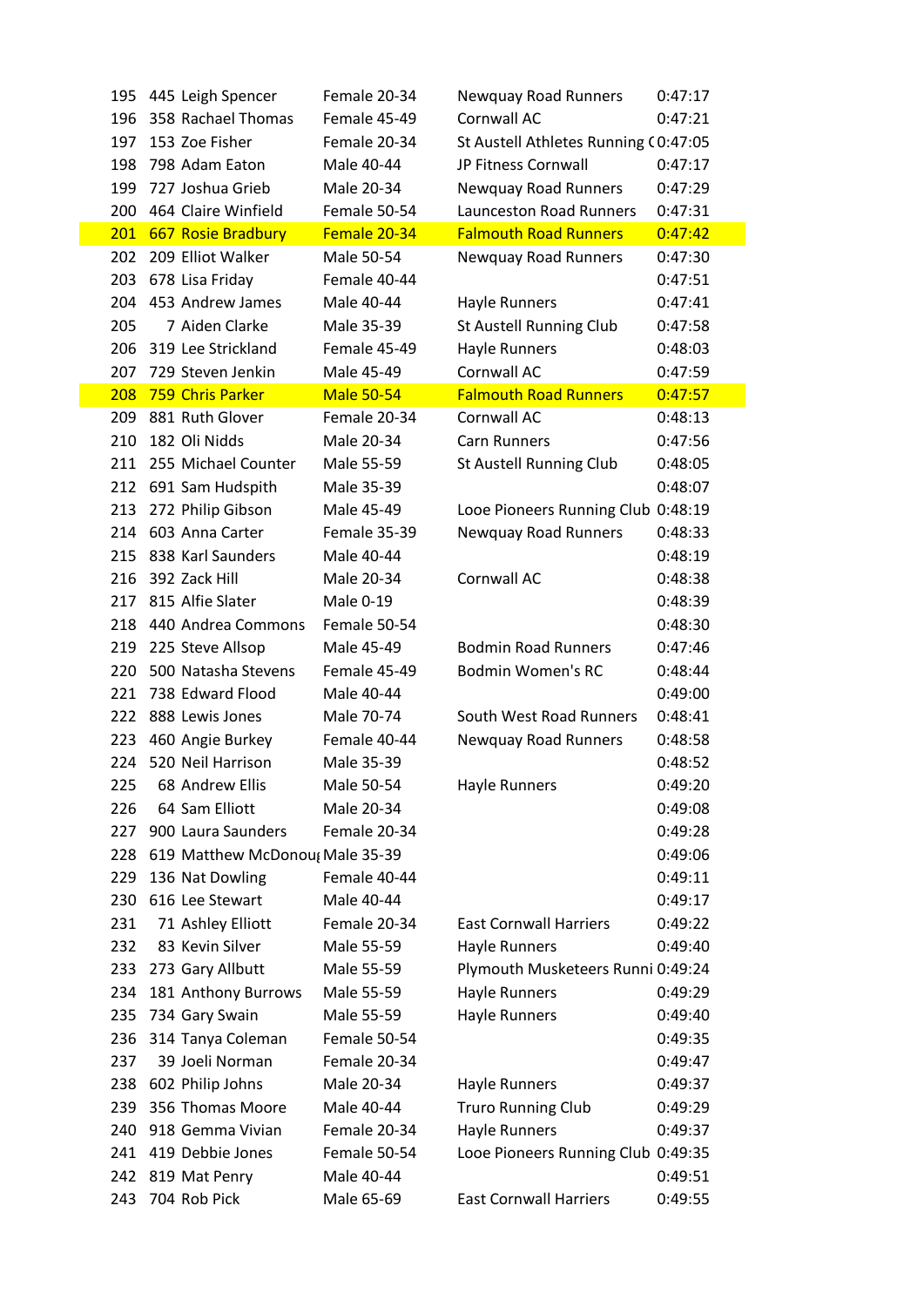| 195 | 445 | Leigh Spencer | Female 20-34 | Newquay Road Runners | 0:47:17 |
|---|---|---|---|---|---|
| 196 | 358 | Rachael Thomas | Female 45-49 | Cornwall AC | 0:47:21 |
| 197 | 153 | Zoe Fisher | Female 20-34 | St Austell Athletes Running ( | 0:47:05 |
| 198 | 798 | Adam Eaton | Male 40-44 | JP Fitness Cornwall | 0:47:17 |
| 199 | 727 | Joshua Grieb | Male 20-34 | Newquay Road Runners | 0:47:29 |
| 200 | 464 | Claire Winfield | Female 50-54 | Launceston Road Runners | 0:47:31 |
| 201 | 667 | Rosie Bradbury | Female 20-34 | Falmouth Road Runners | 0:47:42 |
| 202 | 209 | Elliot Walker | Male 50-54 | Newquay Road Runners | 0:47:30 |
| 203 | 678 | Lisa Friday | Female 40-44 | | 0:47:51 |
| 204 | 453 | Andrew James | Male 40-44 | Hayle Runners | 0:47:41 |
| 205 | 7 | Aiden Clarke | Male 35-39 | St Austell Running Club | 0:47:58 |
| 206 | 319 | Lee Strickland | Female 45-49 | Hayle Runners | 0:48:03 |
| 207 | 729 | Steven Jenkin | Male 45-49 | Cornwall AC | 0:47:59 |
| 208 | 759 | Chris Parker | Male 50-54 | Falmouth Road Runners | 0:47:57 |
| 209 | 881 | Ruth Glover | Female 20-34 | Cornwall AC | 0:48:13 |
| 210 | 182 | Oli Nidds | Male 20-34 | Carn Runners | 0:47:56 |
| 211 | 255 | Michael Counter | Male 55-59 | St Austell Running Club | 0:48:05 |
| 212 | 691 | Sam Hudspith | Male 35-39 | | 0:48:07 |
| 213 | 272 | Philip Gibson | Male 45-49 | Looe Pioneers Running Club | 0:48:19 |
| 214 | 603 | Anna Carter | Female 35-39 | Newquay Road Runners | 0:48:33 |
| 215 | 838 | Karl Saunders | Male 40-44 | | 0:48:19 |
| 216 | 392 | Zack Hill | Male 20-34 | Cornwall AC | 0:48:38 |
| 217 | 815 | Alfie Slater | Male 0-19 | | 0:48:39 |
| 218 | 440 | Andrea Commons | Female 50-54 | | 0:48:30 |
| 219 | 225 | Steve Allsop | Male 45-49 | Bodmin Road Runners | 0:47:46 |
| 220 | 500 | Natasha Stevens | Female 45-49 | Bodmin Women's RC | 0:48:44 |
| 221 | 738 | Edward Flood | Male 40-44 | | 0:49:00 |
| 222 | 888 | Lewis Jones | Male 70-74 | South West Road Runners | 0:48:41 |
| 223 | 460 | Angie Burkey | Female 40-44 | Newquay Road Runners | 0:48:58 |
| 224 | 520 | Neil Harrison | Male 35-39 | | 0:48:52 |
| 225 | 68 | Andrew Ellis | Male 50-54 | Hayle Runners | 0:49:20 |
| 226 | 64 | Sam Elliott | Male 20-34 | | 0:49:08 |
| 227 | 900 | Laura Saunders | Female 20-34 | | 0:49:28 |
| 228 | 619 | Matthew McDonou | Male 35-39 | | 0:49:06 |
| 229 | 136 | Nat Dowling | Female 40-44 | | 0:49:11 |
| 230 | 616 | Lee Stewart | Male 40-44 | | 0:49:17 |
| 231 | 71 | Ashley Elliott | Female 20-34 | East Cornwall Harriers | 0:49:22 |
| 232 | 83 | Kevin Silver | Male 55-59 | Hayle Runners | 0:49:40 |
| 233 | 273 | Gary Allbutt | Male 55-59 | Plymouth Musketeers Runni | 0:49:24 |
| 234 | 181 | Anthony Burrows | Male 55-59 | Hayle Runners | 0:49:29 |
| 235 | 734 | Gary Swain | Male 55-59 | Hayle Runners | 0:49:40 |
| 236 | 314 | Tanya Coleman | Female 50-54 | | 0:49:35 |
| 237 | 39 | Joeli Norman | Female 20-34 | | 0:49:47 |
| 238 | 602 | Philip Johns | Male 20-34 | Hayle Runners | 0:49:37 |
| 239 | 356 | Thomas Moore | Male 40-44 | Truro Running Club | 0:49:29 |
| 240 | 918 | Gemma Vivian | Female 20-34 | Hayle Runners | 0:49:37 |
| 241 | 419 | Debbie Jones | Female 50-54 | Looe Pioneers Running Club | 0:49:35 |
| 242 | 819 | Mat Penry | Male 40-44 | | 0:49:51 |
| 243 | 704 | Rob Pick | Male 65-69 | East Cornwall Harriers | 0:49:55 |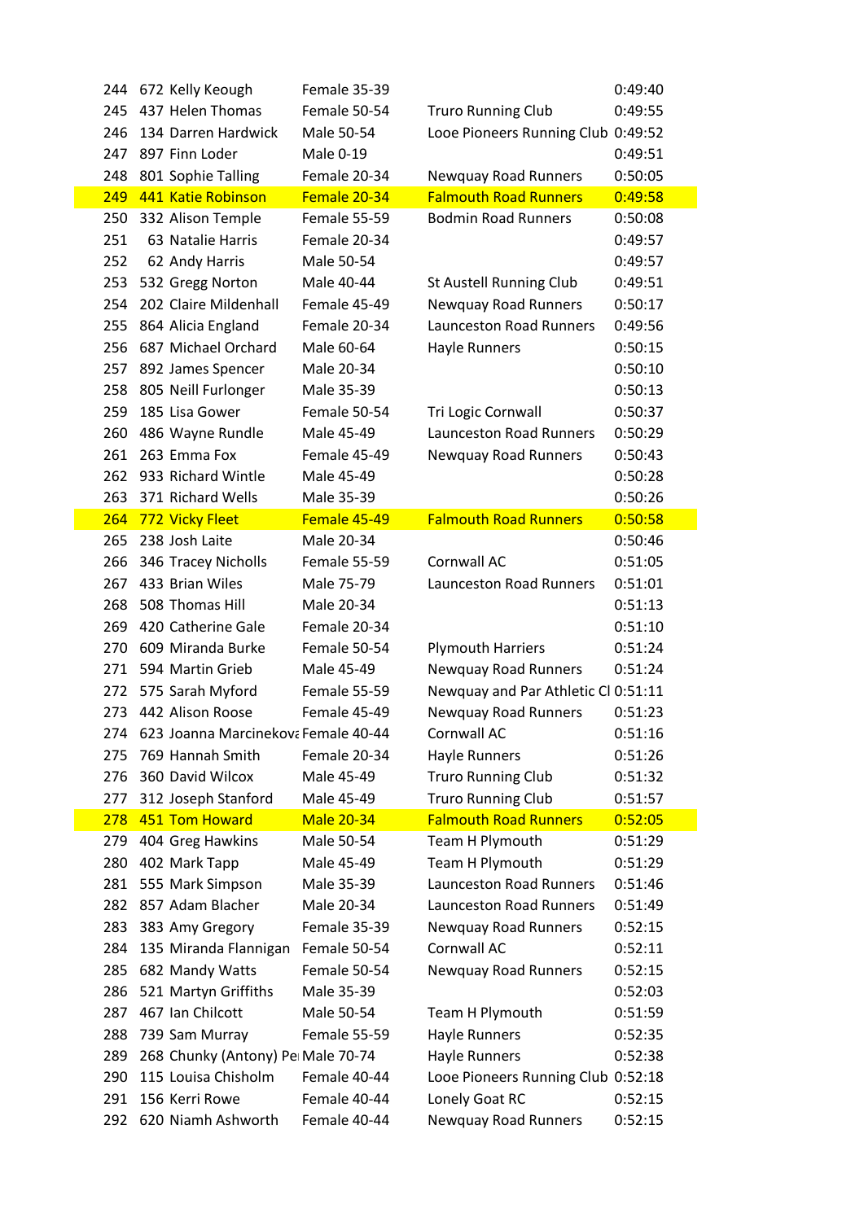| | | | | | |
|---|---|---|---|---|---|
| 244 | 672 | Kelly Keough | Female 35-39 | | 0:49:40 |
| 245 | 437 | Helen Thomas | Female 50-54 | Truro Running Club | 0:49:55 |
| 246 | 134 | Darren Hardwick | Male 50-54 | Looe Pioneers Running Club | 0:49:52 |
| 247 | 897 | Finn Loder | Male 0-19 | | 0:49:51 |
| 248 | 801 | Sophie Talling | Female 20-34 | Newquay Road Runners | 0:50:05 |
| 249 | 441 | Katie Robinson | Female 20-34 | Falmouth Road Runners | 0:49:58 |
| 250 | 332 | Alison Temple | Female 55-59 | Bodmin Road Runners | 0:50:08 |
| 251 | 63 | Natalie Harris | Female 20-34 | | 0:49:57 |
| 252 | 62 | Andy Harris | Male 50-54 | | 0:49:57 |
| 253 | 532 | Gregg Norton | Male 40-44 | St Austell Running Club | 0:49:51 |
| 254 | 202 | Claire Mildenhall | Female 45-49 | Newquay Road Runners | 0:50:17 |
| 255 | 864 | Alicia England | Female 20-34 | Launceston Road Runners | 0:49:56 |
| 256 | 687 | Michael Orchard | Male 60-64 | Hayle Runners | 0:50:15 |
| 257 | 892 | James Spencer | Male 20-34 | | 0:50:10 |
| 258 | 805 | Neill Furlonger | Male 35-39 | | 0:50:13 |
| 259 | 185 | Lisa Gower | Female 50-54 | Tri Logic Cornwall | 0:50:37 |
| 260 | 486 | Wayne Rundle | Male 45-49 | Launceston Road Runners | 0:50:29 |
| 261 | 263 | Emma Fox | Female 45-49 | Newquay Road Runners | 0:50:43 |
| 262 | 933 | Richard Wintle | Male 45-49 | | 0:50:28 |
| 263 | 371 | Richard Wells | Male 35-39 | | 0:50:26 |
| 264 | 772 | Vicky Fleet | Female 45-49 | Falmouth Road Runners | 0:50:58 |
| 265 | 238 | Josh Laite | Male 20-34 | | 0:50:46 |
| 266 | 346 | Tracey Nicholls | Female 55-59 | Cornwall AC | 0:51:05 |
| 267 | 433 | Brian Wiles | Male 75-79 | Launceston Road Runners | 0:51:01 |
| 268 | 508 | Thomas Hill | Male 20-34 | | 0:51:13 |
| 269 | 420 | Catherine Gale | Female 20-34 | | 0:51:10 |
| 270 | 609 | Miranda Burke | Female 50-54 | Plymouth Harriers | 0:51:24 |
| 271 | 594 | Martin Grieb | Male 45-49 | Newquay Road Runners | 0:51:24 |
| 272 | 575 | Sarah Myford | Female 55-59 | Newquay and Par Athletic Cl | 0:51:11 |
| 273 | 442 | Alison Roose | Female 45-49 | Newquay Road Runners | 0:51:23 |
| 274 | 623 | Joanna Marcinekova | Female 40-44 | Cornwall AC | 0:51:16 |
| 275 | 769 | Hannah Smith | Female 20-34 | Hayle Runners | 0:51:26 |
| 276 | 360 | David Wilcox | Male 45-49 | Truro Running Club | 0:51:32 |
| 277 | 312 | Joseph Stanford | Male 45-49 | Truro Running Club | 0:51:57 |
| 278 | 451 | Tom Howard | Male 20-34 | Falmouth Road Runners | 0:52:05 |
| 279 | 404 | Greg Hawkins | Male 50-54 | Team H Plymouth | 0:51:29 |
| 280 | 402 | Mark Tapp | Male 45-49 | Team H Plymouth | 0:51:29 |
| 281 | 555 | Mark Simpson | Male 35-39 | Launceston Road Runners | 0:51:46 |
| 282 | 857 | Adam Blacher | Male 20-34 | Launceston Road Runners | 0:51:49 |
| 283 | 383 | Amy Gregory | Female 35-39 | Newquay Road Runners | 0:52:15 |
| 284 | 135 | Miranda Flannigan | Female 50-54 | Cornwall AC | 0:52:11 |
| 285 | 682 | Mandy Watts | Female 50-54 | Newquay Road Runners | 0:52:15 |
| 286 | 521 | Martyn Griffiths | Male 35-39 | | 0:52:03 |
| 287 | 467 | Ian Chilcott | Male 50-54 | Team H Plymouth | 0:51:59 |
| 288 | 739 | Sam Murray | Female 55-59 | Hayle Runners | 0:52:35 |
| 289 | 268 | Chunky (Antony) Pe | Male 70-74 | Hayle Runners | 0:52:38 |
| 290 | 115 | Louisa Chisholm | Female 40-44 | Looe Pioneers Running Club | 0:52:18 |
| 291 | 156 | Kerri Rowe | Female 40-44 | Lonely Goat RC | 0:52:15 |
| 292 | 620 | Niamh Ashworth | Female 40-44 | Newquay Road Runners | 0:52:15 |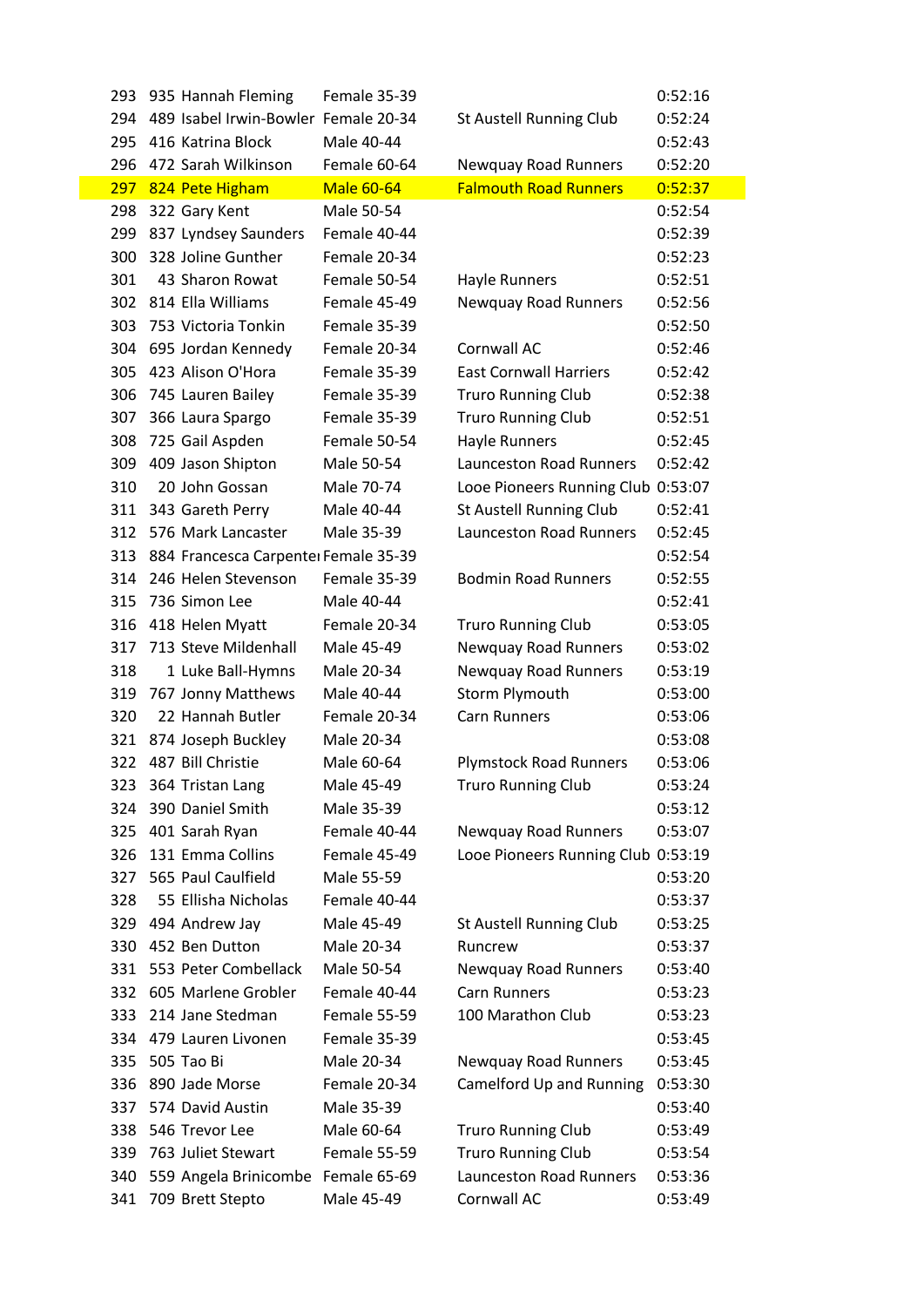| | | | | | |
|---|---|---|---|---|---|
| 293 | 935 | Hannah Fleming | Female 35-39 | | 0:52:16 |
| 294 | 489 | Isabel Irwin-Bowler | Female 20-34 | St Austell Running Club | 0:52:24 |
| 295 | 416 | Katrina Block | Male 40-44 | | 0:52:43 |
| 296 | 472 | Sarah Wilkinson | Female 60-64 | Newquay Road Runners | 0:52:20 |
| 297 | 824 | Pete Higham | Male 60-64 | Falmouth Road Runners | 0:52:37 |
| 298 | 322 | Gary Kent | Male 50-54 | | 0:52:54 |
| 299 | 837 | Lyndsey Saunders | Female 40-44 | | 0:52:39 |
| 300 | 328 | Joline Gunther | Female 20-34 | | 0:52:23 |
| 301 | 43 | Sharon Rowat | Female 50-54 | Hayle Runners | 0:52:51 |
| 302 | 814 | Ella Williams | Female 45-49 | Newquay Road Runners | 0:52:56 |
| 303 | 753 | Victoria Tonkin | Female 35-39 | | 0:52:50 |
| 304 | 695 | Jordan Kennedy | Female 20-34 | Cornwall AC | 0:52:46 |
| 305 | 423 | Alison O'Hora | Female 35-39 | East Cornwall Harriers | 0:52:42 |
| 306 | 745 | Lauren Bailey | Female 35-39 | Truro Running Club | 0:52:38 |
| 307 | 366 | Laura Spargo | Female 35-39 | Truro Running Club | 0:52:51 |
| 308 | 725 | Gail Aspden | Female 50-54 | Hayle Runners | 0:52:45 |
| 309 | 409 | Jason Shipton | Male 50-54 | Launceston Road Runners | 0:52:42 |
| 310 | 20 | John Gossan | Male 70-74 | Looe Pioneers Running Club | 0:53:07 |
| 311 | 343 | Gareth Perry | Male 40-44 | St Austell Running Club | 0:52:41 |
| 312 | 576 | Mark Lancaster | Male 35-39 | Launceston Road Runners | 0:52:45 |
| 313 | 884 | Francesca Carpente | Female 35-39 | | 0:52:54 |
| 314 | 246 | Helen Stevenson | Female 35-39 | Bodmin Road Runners | 0:52:55 |
| 315 | 736 | Simon Lee | Male 40-44 | | 0:52:41 |
| 316 | 418 | Helen Myatt | Female 20-34 | Truro Running Club | 0:53:05 |
| 317 | 713 | Steve Mildenhall | Male 45-49 | Newquay Road Runners | 0:53:02 |
| 318 | 1 | Luke Ball-Hymns | Male 20-34 | Newquay Road Runners | 0:53:19 |
| 319 | 767 | Jonny Matthews | Male 40-44 | Storm Plymouth | 0:53:00 |
| 320 | 22 | Hannah Butler | Female 20-34 | Carn Runners | 0:53:06 |
| 321 | 874 | Joseph Buckley | Male 20-34 | | 0:53:08 |
| 322 | 487 | Bill Christie | Male 60-64 | Plymstock Road Runners | 0:53:06 |
| 323 | 364 | Tristan Lang | Male 45-49 | Truro Running Club | 0:53:24 |
| 324 | 390 | Daniel Smith | Male 35-39 | | 0:53:12 |
| 325 | 401 | Sarah Ryan | Female 40-44 | Newquay Road Runners | 0:53:07 |
| 326 | 131 | Emma Collins | Female 45-49 | Looe Pioneers Running Club | 0:53:19 |
| 327 | 565 | Paul Caulfield | Male 55-59 | | 0:53:20 |
| 328 | 55 | Ellisha Nicholas | Female 40-44 | | 0:53:37 |
| 329 | 494 | Andrew Jay | Male 45-49 | St Austell Running Club | 0:53:25 |
| 330 | 452 | Ben Dutton | Male 20-34 | Runcrew | 0:53:37 |
| 331 | 553 | Peter Combellack | Male 50-54 | Newquay Road Runners | 0:53:40 |
| 332 | 605 | Marlene Grobler | Female 40-44 | Carn Runners | 0:53:23 |
| 333 | 214 | Jane Stedman | Female 55-59 | 100 Marathon Club | 0:53:23 |
| 334 | 479 | Lauren Livonen | Female 35-39 | | 0:53:45 |
| 335 | 505 | Tao Bi | Male 20-34 | Newquay Road Runners | 0:53:45 |
| 336 | 890 | Jade Morse | Female 20-34 | Camelford Up and Running | 0:53:30 |
| 337 | 574 | David Austin | Male 35-39 | | 0:53:40 |
| 338 | 546 | Trevor Lee | Male 60-64 | Truro Running Club | 0:53:49 |
| 339 | 763 | Juliet Stewart | Female 55-59 | Truro Running Club | 0:53:54 |
| 340 | 559 | Angela Brinicombe | Female 65-69 | Launceston Road Runners | 0:53:36 |
| 341 | 709 | Brett Stepto | Male 45-49 | Cornwall AC | 0:53:49 |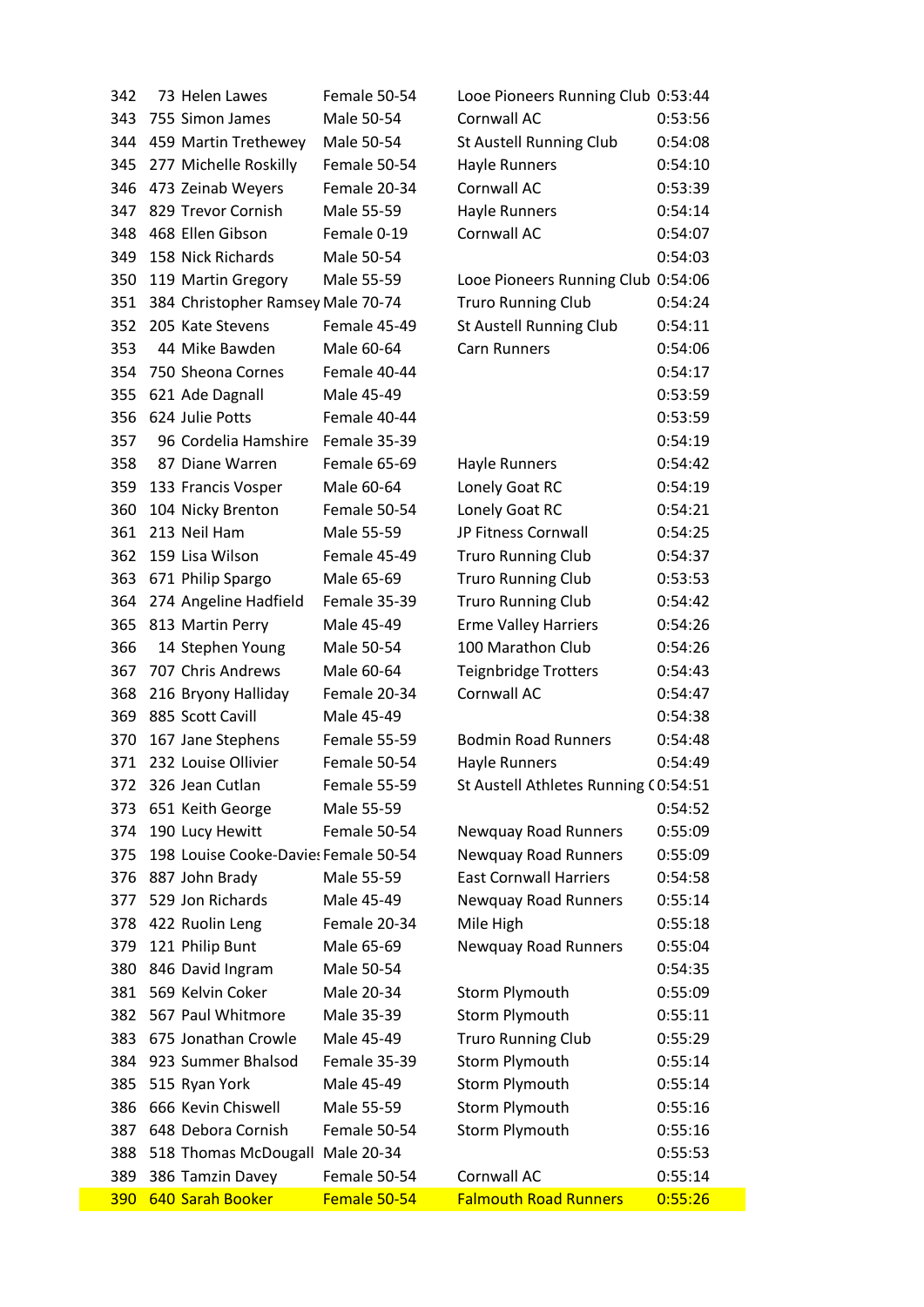| | | | | | |
|---|---|---|---|---|---|
| 342 | 73 | Helen Lawes | Female 50-54 | Looe Pioneers Running Club | 0:53:44 |
| 343 | 755 | Simon James | Male 50-54 | Cornwall AC | 0:53:56 |
| 344 | 459 | Martin Trethewey | Male 50-54 | St Austell Running Club | 0:54:08 |
| 345 | 277 | Michelle Roskilly | Female 50-54 | Hayle Runners | 0:54:10 |
| 346 | 473 | Zeinab Weyers | Female 20-34 | Cornwall AC | 0:53:39 |
| 347 | 829 | Trevor Cornish | Male 55-59 | Hayle Runners | 0:54:14 |
| 348 | 468 | Ellen Gibson | Female 0-19 | Cornwall AC | 0:54:07 |
| 349 | 158 | Nick Richards | Male 50-54 | | 0:54:03 |
| 350 | 119 | Martin Gregory | Male 55-59 | Looe Pioneers Running Club | 0:54:06 |
| 351 | 384 | Christopher Ramsey | Male 70-74 | Truro Running Club | 0:54:24 |
| 352 | 205 | Kate Stevens | Female 45-49 | St Austell Running Club | 0:54:11 |
| 353 | 44 | Mike Bawden | Male 60-64 | Carn Runners | 0:54:06 |
| 354 | 750 | Sheona Cornes | Female 40-44 | | 0:54:17 |
| 355 | 621 | Ade Dagnall | Male 45-49 | | 0:53:59 |
| 356 | 624 | Julie Potts | Female 40-44 | | 0:53:59 |
| 357 | 96 | Cordelia Hamshire | Female 35-39 | | 0:54:19 |
| 358 | 87 | Diane Warren | Female 65-69 | Hayle Runners | 0:54:42 |
| 359 | 133 | Francis Vosper | Male 60-64 | Lonely Goat RC | 0:54:19 |
| 360 | 104 | Nicky Brenton | Female 50-54 | Lonely Goat RC | 0:54:21 |
| 361 | 213 | Neil Ham | Male 55-59 | JP Fitness Cornwall | 0:54:25 |
| 362 | 159 | Lisa Wilson | Female 45-49 | Truro Running Club | 0:54:37 |
| 363 | 671 | Philip Spargo | Male 65-69 | Truro Running Club | 0:53:53 |
| 364 | 274 | Angeline Hadfield | Female 35-39 | Truro Running Club | 0:54:42 |
| 365 | 813 | Martin Perry | Male 45-49 | Erme Valley Harriers | 0:54:26 |
| 366 | 14 | Stephen Young | Male 50-54 | 100 Marathon Club | 0:54:26 |
| 367 | 707 | Chris Andrews | Male 60-64 | Teignbridge Trotters | 0:54:43 |
| 368 | 216 | Bryony Halliday | Female 20-34 | Cornwall AC | 0:54:47 |
| 369 | 885 | Scott Cavill | Male 45-49 | | 0:54:38 |
| 370 | 167 | Jane Stephens | Female 55-59 | Bodmin Road Runners | 0:54:48 |
| 371 | 232 | Louise Ollivier | Female 50-54 | Hayle Runners | 0:54:49 |
| 372 | 326 | Jean Cutlan | Female 55-59 | St Austell Athletes Running ( | 0:54:51 |
| 373 | 651 | Keith George | Male 55-59 | | 0:54:52 |
| 374 | 190 | Lucy Hewitt | Female 50-54 | Newquay Road Runners | 0:55:09 |
| 375 | 198 | Louise Cooke-Davies | Female 50-54 | Newquay Road Runners | 0:55:09 |
| 376 | 887 | John Brady | Male 55-59 | East Cornwall Harriers | 0:54:58 |
| 377 | 529 | Jon Richards | Male 45-49 | Newquay Road Runners | 0:55:14 |
| 378 | 422 | Ruolin Leng | Female 20-34 | Mile High | 0:55:18 |
| 379 | 121 | Philip Bunt | Male 65-69 | Newquay Road Runners | 0:55:04 |
| 380 | 846 | David Ingram | Male 50-54 | | 0:54:35 |
| 381 | 569 | Kelvin Coker | Male 20-34 | Storm Plymouth | 0:55:09 |
| 382 | 567 | Paul Whitmore | Male 35-39 | Storm Plymouth | 0:55:11 |
| 383 | 675 | Jonathan Crowle | Male 45-49 | Truro Running Club | 0:55:29 |
| 384 | 923 | Summer Bhalsod | Female 35-39 | Storm Plymouth | 0:55:14 |
| 385 | 515 | Ryan York | Male 45-49 | Storm Plymouth | 0:55:14 |
| 386 | 666 | Kevin Chiswell | Male 55-59 | Storm Plymouth | 0:55:16 |
| 387 | 648 | Debora Cornish | Female 50-54 | Storm Plymouth | 0:55:16 |
| 388 | 518 | Thomas McDougall | Male 20-34 | | 0:55:53 |
| 389 | 386 | Tamzin Davey | Female 50-54 | Cornwall AC | 0:55:14 |
| 390 | 640 | Sarah Booker | Female 50-54 | Falmouth Road Runners | 0:55:26 |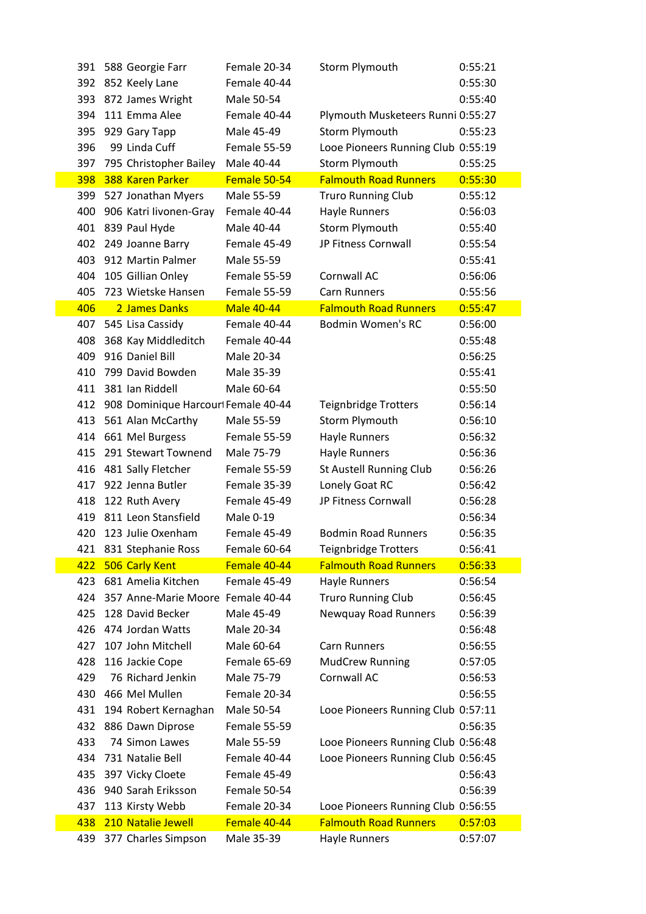| | | | | | |
|---|---|---|---|---|---|
| 391 | 588 | Georgie Farr | Female 20-34 | Storm Plymouth | 0:55:21 |
| 392 | 852 | Keely Lane | Female 40-44 | | 0:55:30 |
| 393 | 872 | James Wright | Male 50-54 | | 0:55:40 |
| 394 | 111 | Emma Alee | Female 40-44 | Plymouth Musketeers Runni | 0:55:27 |
| 395 | 929 | Gary Tapp | Male 45-49 | Storm Plymouth | 0:55:23 |
| 396 | 99 | Linda Cuff | Female 55-59 | Looe Pioneers Running Club | 0:55:19 |
| 397 | 795 | Christopher Bailey | Male 40-44 | Storm Plymouth | 0:55:25 |
| 398 | 388 | Karen Parker | Female 50-54 | Falmouth Road Runners | 0:55:30 |
| 399 | 527 | Jonathan Myers | Male 55-59 | Truro Running Club | 0:55:12 |
| 400 | 906 | Katri Iivonen-Gray | Female 40-44 | Hayle Runners | 0:56:03 |
| 401 | 839 | Paul Hyde | Male 40-44 | Storm Plymouth | 0:55:40 |
| 402 | 249 | Joanne Barry | Female 45-49 | JP Fitness Cornwall | 0:55:54 |
| 403 | 912 | Martin Palmer | Male 55-59 | | 0:55:41 |
| 404 | 105 | Gillian Onley | Female 55-59 | Cornwall AC | 0:56:06 |
| 405 | 723 | Wietske Hansen | Female 55-59 | Carn Runners | 0:55:56 |
| 406 | 2 | James Danks | Male 40-44 | Falmouth Road Runners | 0:55:47 |
| 407 | 545 | Lisa Cassidy | Female 40-44 | Bodmin Women's RC | 0:56:00 |
| 408 | 368 | Kay Middleditch | Female 40-44 | | 0:55:48 |
| 409 | 916 | Daniel Bill | Male 20-34 | | 0:56:25 |
| 410 | 799 | David Bowden | Male 35-39 | | 0:55:41 |
| 411 | 381 | Ian Riddell | Male 60-64 | | 0:55:50 |
| 412 | 908 | Dominique Harcourt | Female 40-44 | Teignbridge Trotters | 0:56:14 |
| 413 | 561 | Alan McCarthy | Male 55-59 | Storm Plymouth | 0:56:10 |
| 414 | 661 | Mel Burgess | Female 55-59 | Hayle Runners | 0:56:32 |
| 415 | 291 | Stewart Townend | Male 75-79 | Hayle Runners | 0:56:36 |
| 416 | 481 | Sally Fletcher | Female 55-59 | St Austell Running Club | 0:56:26 |
| 417 | 922 | Jenna Butler | Female 35-39 | Lonely Goat RC | 0:56:42 |
| 418 | 122 | Ruth Avery | Female 45-49 | JP Fitness Cornwall | 0:56:28 |
| 419 | 811 | Leon Stansfield | Male 0-19 | | 0:56:34 |
| 420 | 123 | Julie Oxenham | Female 45-49 | Bodmin Road Runners | 0:56:35 |
| 421 | 831 | Stephanie Ross | Female 60-64 | Teignbridge Trotters | 0:56:41 |
| 422 | 506 | Carly Kent | Female 40-44 | Falmouth Road Runners | 0:56:33 |
| 423 | 681 | Amelia Kitchen | Female 45-49 | Hayle Runners | 0:56:54 |
| 424 | 357 | Anne-Marie Moore | Female 40-44 | Truro Running Club | 0:56:45 |
| 425 | 128 | David Becker | Male 45-49 | Newquay Road Runners | 0:56:39 |
| 426 | 474 | Jordan Watts | Male 20-34 | | 0:56:48 |
| 427 | 107 | John Mitchell | Male 60-64 | Carn Runners | 0:56:55 |
| 428 | 116 | Jackie Cope | Female 65-69 | MudCrew Running | 0:57:05 |
| 429 | 76 | Richard Jenkin | Male 75-79 | Cornwall AC | 0:56:53 |
| 430 | 466 | Mel Mullen | Female 20-34 | | 0:56:55 |
| 431 | 194 | Robert Kernaghan | Male 50-54 | Looe Pioneers Running Club | 0:57:11 |
| 432 | 886 | Dawn Diprose | Female 55-59 | | 0:56:35 |
| 433 | 74 | Simon Lawes | Male 55-59 | Looe Pioneers Running Club | 0:56:48 |
| 434 | 731 | Natalie Bell | Female 40-44 | Looe Pioneers Running Club | 0:56:45 |
| 435 | 397 | Vicky Cloete | Female 45-49 | | 0:56:43 |
| 436 | 940 | Sarah Eriksson | Female 50-54 | | 0:56:39 |
| 437 | 113 | Kirsty Webb | Female 20-34 | Looe Pioneers Running Club | 0:56:55 |
| 438 | 210 | Natalie Jewell | Female 40-44 | Falmouth Road Runners | 0:57:03 |
| 439 | 377 | Charles Simpson | Male 35-39 | Hayle Runners | 0:57:07 |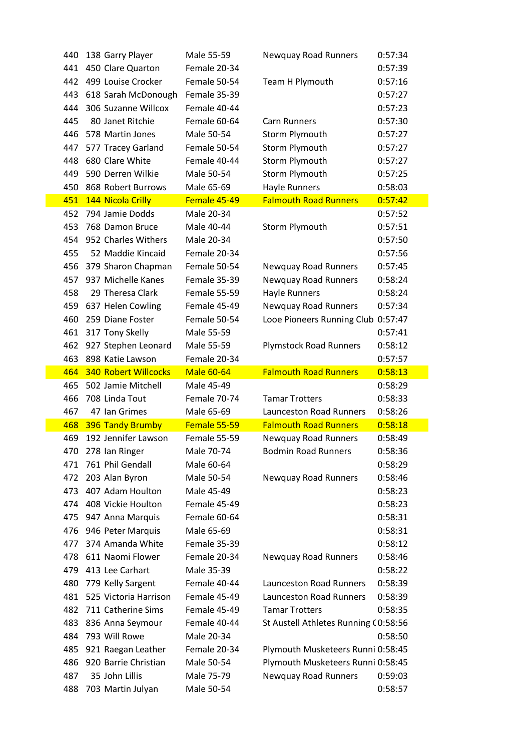| | | | | | |
|---|---|---|---|---|---|
| 440 | 138 | Garry Player | Male 55-59 | Newquay Road Runners | 0:57:34 |
| 441 | 450 | Clare Quarton | Female 20-34 | | 0:57:39 |
| 442 | 499 | Louise Crocker | Female 50-54 | Team H Plymouth | 0:57:16 |
| 443 | 618 | Sarah McDonough | Female 35-39 | | 0:57:27 |
| 444 | 306 | Suzanne Willcox | Female 40-44 | | 0:57:23 |
| 445 | 80 | Janet Ritchie | Female 60-64 | Carn Runners | 0:57:30 |
| 446 | 578 | Martin Jones | Male 50-54 | Storm Plymouth | 0:57:27 |
| 447 | 577 | Tracey Garland | Female 50-54 | Storm Plymouth | 0:57:27 |
| 448 | 680 | Clare White | Female 40-44 | Storm Plymouth | 0:57:27 |
| 449 | 590 | Derren Wilkie | Male 50-54 | Storm Plymouth | 0:57:25 |
| 450 | 868 | Robert Burrows | Male 65-69 | Hayle Runners | 0:58:03 |
| 451 | 144 | Nicola Crilly | Female 45-49 | Falmouth Road Runners | 0:57:42 |
| 452 | 794 | Jamie Dodds | Male 20-34 | | 0:57:52 |
| 453 | 768 | Damon Bruce | Male 40-44 | Storm Plymouth | 0:57:51 |
| 454 | 952 | Charles Withers | Male 20-34 | | 0:57:50 |
| 455 | 52 | Maddie Kincaid | Female 20-34 | | 0:57:56 |
| 456 | 379 | Sharon Chapman | Female 50-54 | Newquay Road Runners | 0:57:45 |
| 457 | 937 | Michelle Kanes | Female 35-39 | Newquay Road Runners | 0:58:24 |
| 458 | 29 | Theresa Clark | Female 55-59 | Hayle Runners | 0:58:24 |
| 459 | 637 | Helen Cowling | Female 45-49 | Newquay Road Runners | 0:57:34 |
| 460 | 259 | Diane Foster | Female 50-54 | Looe Pioneers Running Club | 0:57:47 |
| 461 | 317 | Tony Skelly | Male 55-59 | | 0:57:41 |
| 462 | 927 | Stephen Leonard | Male 55-59 | Plymstock Road Runners | 0:58:12 |
| 463 | 898 | Katie Lawson | Female 20-34 | | 0:57:57 |
| 464 | 340 | Robert Willcocks | Male 60-64 | Falmouth Road Runners | 0:58:13 |
| 465 | 502 | Jamie Mitchell | Male 45-49 | | 0:58:29 |
| 466 | 708 | Linda Tout | Female 70-74 | Tamar Trotters | 0:58:33 |
| 467 | 47 | Ian Grimes | Male 65-69 | Launceston Road Runners | 0:58:26 |
| 468 | 396 | Tandy Brumby | Female 55-59 | Falmouth Road Runners | 0:58:18 |
| 469 | 192 | Jennifer Lawson | Female 55-59 | Newquay Road Runners | 0:58:49 |
| 470 | 278 | Ian Ringer | Male 70-74 | Bodmin Road Runners | 0:58:36 |
| 471 | 761 | Phil Gendall | Male 60-64 | | 0:58:29 |
| 472 | 203 | Alan Byron | Male 50-54 | Newquay Road Runners | 0:58:46 |
| 473 | 407 | Adam Houlton | Male 45-49 | | 0:58:23 |
| 474 | 408 | Vickie Houlton | Female 45-49 | | 0:58:23 |
| 475 | 947 | Anna Marquis | Female 60-64 | | 0:58:31 |
| 476 | 946 | Peter Marquis | Male 65-69 | | 0:58:31 |
| 477 | 374 | Amanda White | Female 35-39 | | 0:58:12 |
| 478 | 611 | Naomi Flower | Female 20-34 | Newquay Road Runners | 0:58:46 |
| 479 | 413 | Lee Carhart | Male 35-39 | | 0:58:22 |
| 480 | 779 | Kelly Sargent | Female 40-44 | Launceston Road Runners | 0:58:39 |
| 481 | 525 | Victoria Harrison | Female 45-49 | Launceston Road Runners | 0:58:39 |
| 482 | 711 | Catherine Sims | Female 45-49 | Tamar Trotters | 0:58:35 |
| 483 | 836 | Anna Seymour | Female 40-44 | St Austell Athletes Running ( | 0:58:56 |
| 484 | 793 | Will Rowe | Male 20-34 | | 0:58:50 |
| 485 | 921 | Raegan Leather | Female 20-34 | Plymouth Musketeers Runni | 0:58:45 |
| 486 | 920 | Barrie Christian | Male 50-54 | Plymouth Musketeers Runni | 0:58:45 |
| 487 | 35 | John Lillis | Male 75-79 | Newquay Road Runners | 0:59:03 |
| 488 | 703 | Martin Julyan | Male 50-54 | | 0:58:57 |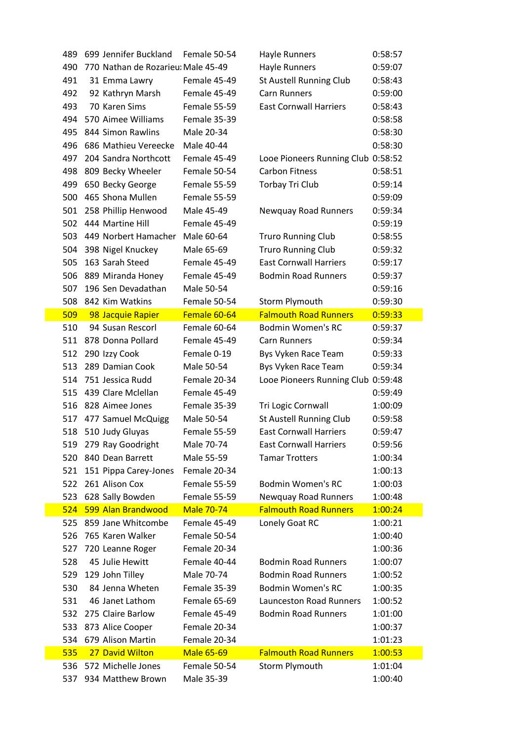| | | | | | |
|---|---|---|---|---|---|
| 489 | 699 | Jennifer Buckland | Female 50-54 | Hayle Runners | 0:58:57 |
| 490 | 770 | Nathan de Rozarieu | Male 45-49 | Hayle Runners | 0:59:07 |
| 491 | 31 | Emma Lawry | Female 45-49 | St Austell Running Club | 0:58:43 |
| 492 | 92 | Kathryn Marsh | Female 45-49 | Carn Runners | 0:59:00 |
| 493 | 70 | Karen Sims | Female 55-59 | East Cornwall Harriers | 0:58:43 |
| 494 | 570 | Aimee Williams | Female 35-39 | | 0:58:58 |
| 495 | 844 | Simon Rawlins | Male 20-34 | | 0:58:30 |
| 496 | 686 | Mathieu Vereecke | Male 40-44 | | 0:58:30 |
| 497 | 204 | Sandra Northcott | Female 45-49 | Looe Pioneers Running Club | 0:58:52 |
| 498 | 809 | Becky Wheeler | Female 50-54 | Carbon Fitness | 0:58:51 |
| 499 | 650 | Becky George | Female 55-59 | Torbay Tri Club | 0:59:14 |
| 500 | 465 | Shona Mullen | Female 55-59 | | 0:59:09 |
| 501 | 258 | Phillip Henwood | Male 45-49 | Newquay Road Runners | 0:59:34 |
| 502 | 444 | Martine Hill | Female 45-49 | | 0:59:19 |
| 503 | 449 | Norbert Hamacher | Male 60-64 | Truro Running Club | 0:58:55 |
| 504 | 398 | Nigel Knuckey | Male 65-69 | Truro Running Club | 0:59:32 |
| 505 | 163 | Sarah Steed | Female 45-49 | East Cornwall Harriers | 0:59:17 |
| 506 | 889 | Miranda Honey | Female 45-49 | Bodmin Road Runners | 0:59:37 |
| 507 | 196 | Sen Devadathan | Male 50-54 | | 0:59:16 |
| 508 | 842 | Kim Watkins | Female 50-54 | Storm Plymouth | 0:59:30 |
| 509 | 98 | Jacquie Rapier | Female 60-64 | Falmouth Road Runners | 0:59:33 |
| 510 | 94 | Susan Rescorl | Female 60-64 | Bodmin Women's RC | 0:59:37 |
| 511 | 878 | Donna Pollard | Female 45-49 | Carn Runners | 0:59:34 |
| 512 | 290 | Izzy Cook | Female 0-19 | Bys Vyken Race Team | 0:59:33 |
| 513 | 289 | Damian Cook | Male 50-54 | Bys Vyken Race Team | 0:59:34 |
| 514 | 751 | Jessica Rudd | Female 20-34 | Looe Pioneers Running Club | 0:59:48 |
| 515 | 439 | Clare Mclellan | Female 45-49 | | 0:59:49 |
| 516 | 828 | Aimee Jones | Female 35-39 | Tri Logic Cornwall | 1:00:09 |
| 517 | 477 | Samuel McQuigg | Male 50-54 | St Austell Running Club | 0:59:58 |
| 518 | 510 | Judy Gluyas | Female 55-59 | East Cornwall Harriers | 0:59:47 |
| 519 | 279 | Ray Goodright | Male 70-74 | East Cornwall Harriers | 0:59:56 |
| 520 | 840 | Dean Barrett | Male 55-59 | Tamar Trotters | 1:00:34 |
| 521 | 151 | Pippa Carey-Jones | Female 20-34 | | 1:00:13 |
| 522 | 261 | Alison Cox | Female 55-59 | Bodmin Women's RC | 1:00:03 |
| 523 | 628 | Sally Bowden | Female 55-59 | Newquay Road Runners | 1:00:48 |
| 524 | 599 | Alan Brandwood | Male 70-74 | Falmouth Road Runners | 1:00:24 |
| 525 | 859 | Jane Whitcombe | Female 45-49 | Lonely Goat RC | 1:00:21 |
| 526 | 765 | Karen Walker | Female 50-54 | | 1:00:40 |
| 527 | 720 | Leanne Roger | Female 20-34 | | 1:00:36 |
| 528 | 45 | Julie Hewitt | Female 40-44 | Bodmin Road Runners | 1:00:07 |
| 529 | 129 | John Tilley | Male 70-74 | Bodmin Road Runners | 1:00:52 |
| 530 | 84 | Jenna Wheten | Female 35-39 | Bodmin Women's RC | 1:00:35 |
| 531 | 46 | Janet Lathom | Female 65-69 | Launceston Road Runners | 1:00:52 |
| 532 | 275 | Claire Barlow | Female 45-49 | Bodmin Road Runners | 1:01:00 |
| 533 | 873 | Alice Cooper | Female 20-34 | | 1:00:37 |
| 534 | 679 | Alison Martin | Female 20-34 | | 1:01:23 |
| 535 | 27 | David Wilton | Male 65-69 | Falmouth Road Runners | 1:00:53 |
| 536 | 572 | Michelle Jones | Female 50-54 | Storm Plymouth | 1:01:04 |
| 537 | 934 | Matthew Brown | Male 35-39 | | 1:00:40 |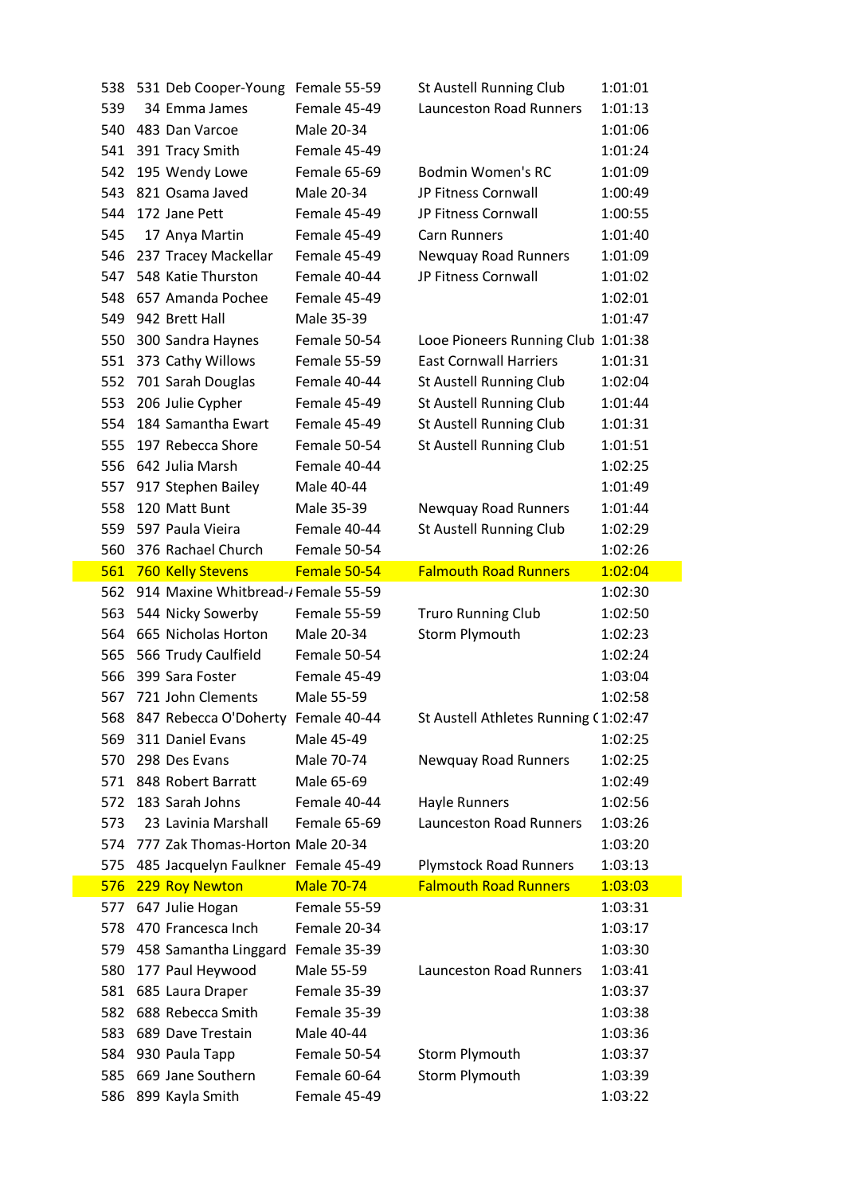| | | | | | |
|---|---|---|---|---|---|
| 538 | 531 | Deb Cooper-Young | Female 55-59 | St Austell Running Club | 1:01:01 |
| 539 | 34 | Emma James | Female 45-49 | Launceston Road Runners | 1:01:13 |
| 540 | 483 | Dan Varcoe | Male 20-34 | | 1:01:06 |
| 541 | 391 | Tracy Smith | Female 45-49 | | 1:01:24 |
| 542 | 195 | Wendy Lowe | Female 65-69 | Bodmin Women's RC | 1:01:09 |
| 543 | 821 | Osama Javed | Male 20-34 | JP Fitness Cornwall | 1:00:49 |
| 544 | 172 | Jane Pett | Female 45-49 | JP Fitness Cornwall | 1:00:55 |
| 545 | 17 | Anya Martin | Female 45-49 | Carn Runners | 1:01:40 |
| 546 | 237 | Tracey Mackellar | Female 45-49 | Newquay Road Runners | 1:01:09 |
| 547 | 548 | Katie Thurston | Female 40-44 | JP Fitness Cornwall | 1:01:02 |
| 548 | 657 | Amanda Pochee | Female 45-49 | | 1:02:01 |
| 549 | 942 | Brett Hall | Male 35-39 | | 1:01:47 |
| 550 | 300 | Sandra Haynes | Female 50-54 | Looe Pioneers Running Club | 1:01:38 |
| 551 | 373 | Cathy Willows | Female 55-59 | East Cornwall Harriers | 1:01:31 |
| 552 | 701 | Sarah Douglas | Female 40-44 | St Austell Running Club | 1:02:04 |
| 553 | 206 | Julie Cypher | Female 45-49 | St Austell Running Club | 1:01:44 |
| 554 | 184 | Samantha Ewart | Female 45-49 | St Austell Running Club | 1:01:31 |
| 555 | 197 | Rebecca Shore | Female 50-54 | St Austell Running Club | 1:01:51 |
| 556 | 642 | Julia Marsh | Female 40-44 | | 1:02:25 |
| 557 | 917 | Stephen Bailey | Male 40-44 | | 1:01:49 |
| 558 | 120 | Matt Bunt | Male 35-39 | Newquay Road Runners | 1:01:44 |
| 559 | 597 | Paula Vieira | Female 40-44 | St Austell Running Club | 1:02:29 |
| 560 | 376 | Rachael Church | Female 50-54 | | 1:02:26 |
| 561 | 760 | Kelly Stevens | Female 50-54 | Falmouth Road Runners | 1:02:04 |
| 562 | 914 | Maxine Whitbread-/ | Female 55-59 | | 1:02:30 |
| 563 | 544 | Nicky Sowerby | Female 55-59 | Truro Running Club | 1:02:50 |
| 564 | 665 | Nicholas Horton | Male 20-34 | Storm Plymouth | 1:02:23 |
| 565 | 566 | Trudy Caulfield | Female 50-54 | | 1:02:24 |
| 566 | 399 | Sara Foster | Female 45-49 | | 1:03:04 |
| 567 | 721 | John Clements | Male 55-59 | | 1:02:58 |
| 568 | 847 | Rebecca O'Doherty | Female 40-44 | St Austell Athletes Running ( | 1:02:47 |
| 569 | 311 | Daniel Evans | Male 45-49 | | 1:02:25 |
| 570 | 298 | Des Evans | Male 70-74 | Newquay Road Runners | 1:02:25 |
| 571 | 848 | Robert Barratt | Male 65-69 | | 1:02:49 |
| 572 | 183 | Sarah Johns | Female 40-44 | Hayle Runners | 1:02:56 |
| 573 | 23 | Lavinia Marshall | Female 65-69 | Launceston Road Runners | 1:03:26 |
| 574 | 777 | Zak Thomas-Horton | Male 20-34 | | 1:03:20 |
| 575 | 485 | Jacquelyn Faulkner | Female 45-49 | Plymstock Road Runners | 1:03:13 |
| 576 | 229 | Roy Newton | Male 70-74 | Falmouth Road Runners | 1:03:03 |
| 577 | 647 | Julie Hogan | Female 55-59 | | 1:03:31 |
| 578 | 470 | Francesca Inch | Female 20-34 | | 1:03:17 |
| 579 | 458 | Samantha Linggard | Female 35-39 | | 1:03:30 |
| 580 | 177 | Paul Heywood | Male 55-59 | Launceston Road Runners | 1:03:41 |
| 581 | 685 | Laura Draper | Female 35-39 | | 1:03:37 |
| 582 | 688 | Rebecca Smith | Female 35-39 | | 1:03:38 |
| 583 | 689 | Dave Trestain | Male 40-44 | | 1:03:36 |
| 584 | 930 | Paula Tapp | Female 50-54 | Storm Plymouth | 1:03:37 |
| 585 | 669 | Jane Southern | Female 60-64 | Storm Plymouth | 1:03:39 |
| 586 | 899 | Kayla Smith | Female 45-49 | | 1:03:22 |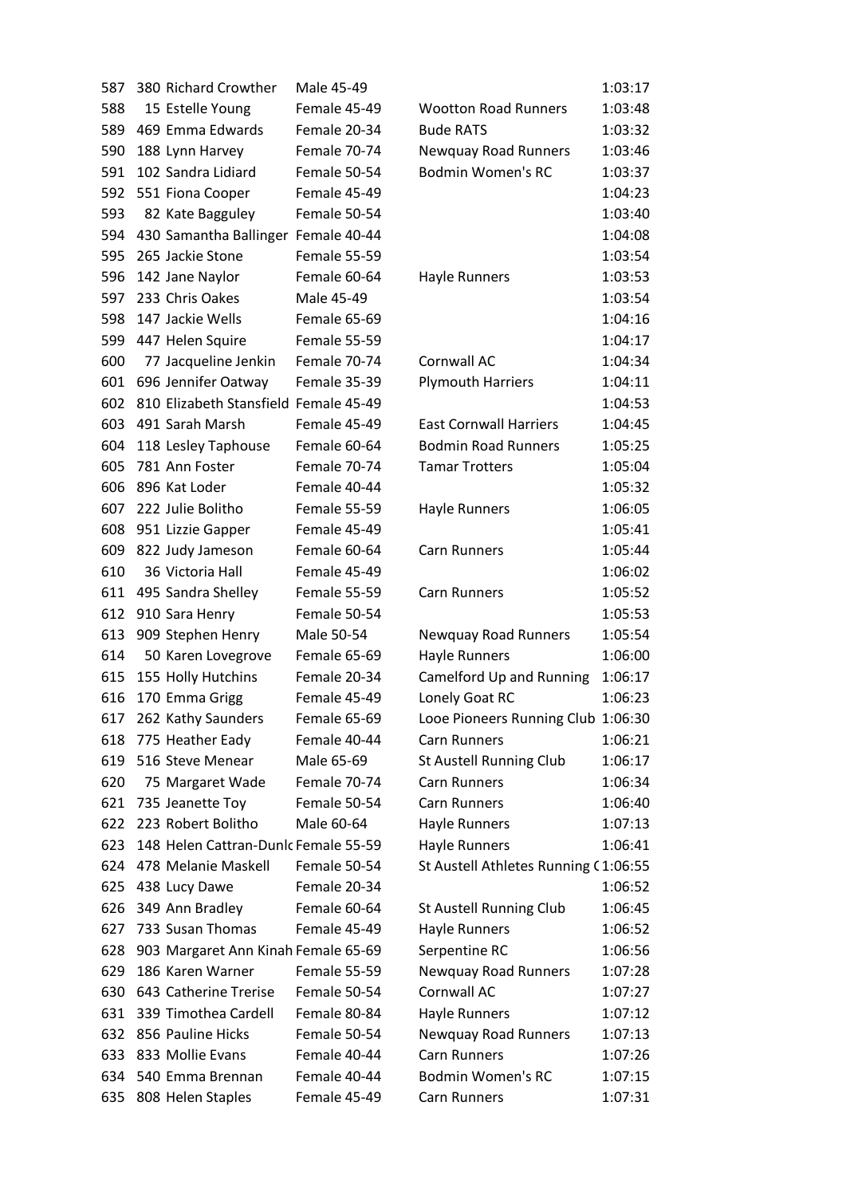| | | | | | |
|---|---|---|---|---|---|
| 587 | 380 | Richard Crowther | Male 45-49 | | 1:03:17 |
| 588 | 15 | Estelle Young | Female 45-49 | Wootton Road Runners | 1:03:48 |
| 589 | 469 | Emma Edwards | Female 20-34 | Bude RATS | 1:03:32 |
| 590 | 188 | Lynn Harvey | Female 70-74 | Newquay Road Runners | 1:03:46 |
| 591 | 102 | Sandra Lidiard | Female 50-54 | Bodmin Women's RC | 1:03:37 |
| 592 | 551 | Fiona Cooper | Female 45-49 | | 1:04:23 |
| 593 | 82 | Kate Bagguley | Female 50-54 | | 1:03:40 |
| 594 | 430 | Samantha Ballinger | Female 40-44 | | 1:04:08 |
| 595 | 265 | Jackie Stone | Female 55-59 | | 1:03:54 |
| 596 | 142 | Jane Naylor | Female 60-64 | Hayle Runners | 1:03:53 |
| 597 | 233 | Chris Oakes | Male 45-49 | | 1:03:54 |
| 598 | 147 | Jackie Wells | Female 65-69 | | 1:04:16 |
| 599 | 447 | Helen Squire | Female 55-59 | | 1:04:17 |
| 600 | 77 | Jacqueline Jenkin | Female 70-74 | Cornwall AC | 1:04:34 |
| 601 | 696 | Jennifer Oatway | Female 35-39 | Plymouth Harriers | 1:04:11 |
| 602 | 810 | Elizabeth Stansfield | Female 45-49 | | 1:04:53 |
| 603 | 491 | Sarah Marsh | Female 45-49 | East Cornwall Harriers | 1:04:45 |
| 604 | 118 | Lesley Taphouse | Female 60-64 | Bodmin Road Runners | 1:05:25 |
| 605 | 781 | Ann Foster | Female 70-74 | Tamar Trotters | 1:05:04 |
| 606 | 896 | Kat Loder | Female 40-44 | | 1:05:32 |
| 607 | 222 | Julie Bolitho | Female 55-59 | Hayle Runners | 1:06:05 |
| 608 | 951 | Lizzie Gapper | Female 45-49 | | 1:05:41 |
| 609 | 822 | Judy Jameson | Female 60-64 | Carn Runners | 1:05:44 |
| 610 | 36 | Victoria Hall | Female 45-49 | | 1:06:02 |
| 611 | 495 | Sandra Shelley | Female 55-59 | Carn Runners | 1:05:52 |
| 612 | 910 | Sara Henry | Female 50-54 | | 1:05:53 |
| 613 | 909 | Stephen Henry | Male 50-54 | Newquay Road Runners | 1:05:54 |
| 614 | 50 | Karen Lovegrove | Female 65-69 | Hayle Runners | 1:06:00 |
| 615 | 155 | Holly Hutchins | Female 20-34 | Camelford Up and Running | 1:06:17 |
| 616 | 170 | Emma Grigg | Female 45-49 | Lonely Goat RC | 1:06:23 |
| 617 | 262 | Kathy Saunders | Female 65-69 | Looe Pioneers Running Club | 1:06:30 |
| 618 | 775 | Heather Eady | Female 40-44 | Carn Runners | 1:06:21 |
| 619 | 516 | Steve Menear | Male 65-69 | St Austell Running Club | 1:06:17 |
| 620 | 75 | Margaret Wade | Female 70-74 | Carn Runners | 1:06:34 |
| 621 | 735 | Jeanette Toy | Female 50-54 | Carn Runners | 1:06:40 |
| 622 | 223 | Robert Bolitho | Male 60-64 | Hayle Runners | 1:07:13 |
| 623 | 148 | Helen Cattran-Dunlo | Female 55-59 | Hayle Runners | 1:06:41 |
| 624 | 478 | Melanie Maskell | Female 50-54 | St Austell Athletes Running ( | 1:06:55 |
| 625 | 438 | Lucy Dawe | Female 20-34 | | 1:06:52 |
| 626 | 349 | Ann Bradley | Female 60-64 | St Austell Running Club | 1:06:45 |
| 627 | 733 | Susan Thomas | Female 45-49 | Hayle Runners | 1:06:52 |
| 628 | 903 | Margaret Ann Kinah | Female 65-69 | Serpentine RC | 1:06:56 |
| 629 | 186 | Karen Warner | Female 55-59 | Newquay Road Runners | 1:07:28 |
| 630 | 643 | Catherine Trerise | Female 50-54 | Cornwall AC | 1:07:27 |
| 631 | 339 | Timothea Cardell | Female 80-84 | Hayle Runners | 1:07:12 |
| 632 | 856 | Pauline Hicks | Female 50-54 | Newquay Road Runners | 1:07:13 |
| 633 | 833 | Mollie Evans | Female 40-44 | Carn Runners | 1:07:26 |
| 634 | 540 | Emma Brennan | Female 40-44 | Bodmin Women's RC | 1:07:15 |
| 635 | 808 | Helen Staples | Female 45-49 | Carn Runners | 1:07:31 |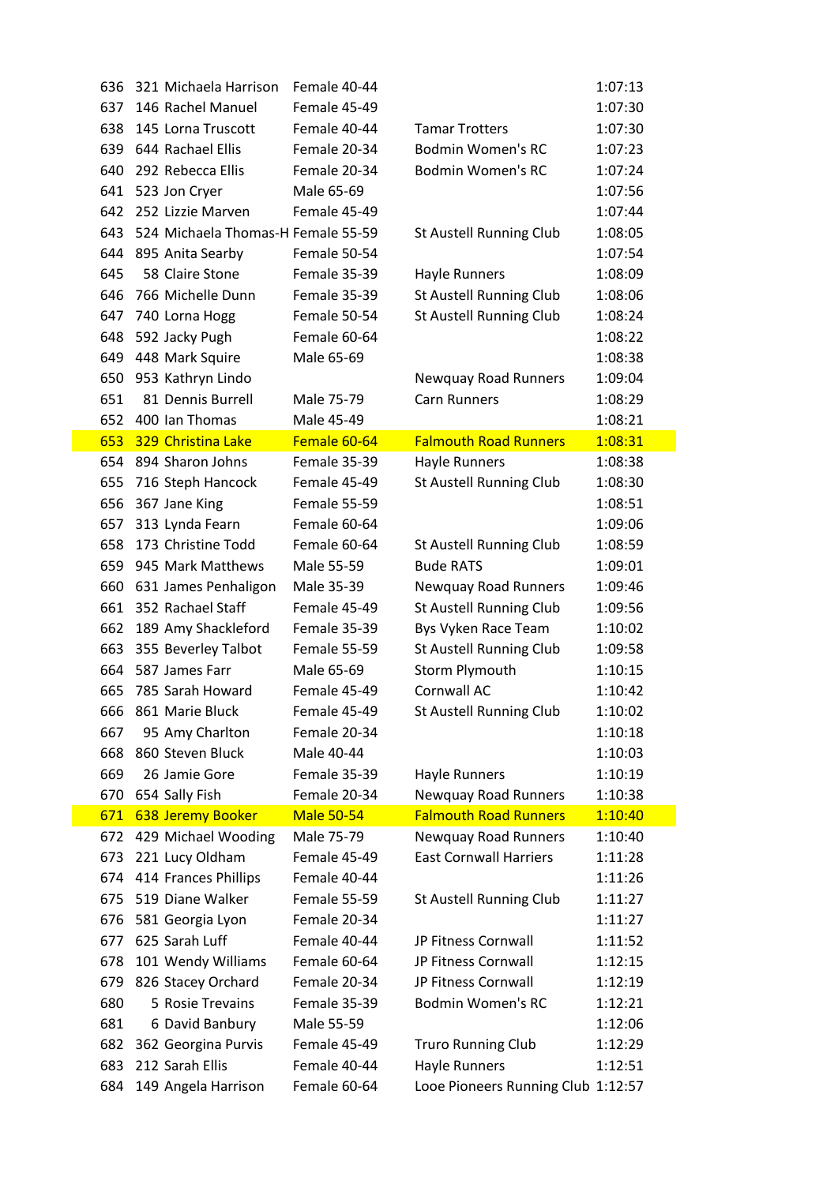| | | | | | |
|---|---|---|---|---|---|
| 636 | 321 | Michaela Harrison | Female 40-44 | | 1:07:13 |
| 637 | 146 | Rachel Manuel | Female 45-49 | | 1:07:30 |
| 638 | 145 | Lorna Truscott | Female 40-44 | Tamar Trotters | 1:07:30 |
| 639 | 644 | Rachael Ellis | Female 20-34 | Bodmin Women's RC | 1:07:23 |
| 640 | 292 | Rebecca Ellis | Female 20-34 | Bodmin Women's RC | 1:07:24 |
| 641 | 523 | Jon Cryer | Male 65-69 | | 1:07:56 |
| 642 | 252 | Lizzie Marven | Female 45-49 | | 1:07:44 |
| 643 | 524 | Michaela Thomas-H | Female 55-59 | St Austell Running Club | 1:08:05 |
| 644 | 895 | Anita Searby | Female 50-54 | | 1:07:54 |
| 645 | 58 | Claire Stone | Female 35-39 | Hayle Runners | 1:08:09 |
| 646 | 766 | Michelle Dunn | Female 35-39 | St Austell Running Club | 1:08:06 |
| 647 | 740 | Lorna Hogg | Female 50-54 | St Austell Running Club | 1:08:24 |
| 648 | 592 | Jacky Pugh | Female 60-64 | | 1:08:22 |
| 649 | 448 | Mark Squire | Male 65-69 | | 1:08:38 |
| 650 | 953 | Kathryn Lindo | | Newquay Road Runners | 1:09:04 |
| 651 | 81 | Dennis Burrell | Male 75-79 | Carn Runners | 1:08:29 |
| 652 | 400 | Ian Thomas | Male 45-49 | | 1:08:21 |
| 653 | 329 | Christina Lake | Female 60-64 | Falmouth Road Runners | 1:08:31 |
| 654 | 894 | Sharon Johns | Female 35-39 | Hayle Runners | 1:08:38 |
| 655 | 716 | Steph Hancock | Female 45-49 | St Austell Running Club | 1:08:30 |
| 656 | 367 | Jane King | Female 55-59 | | 1:08:51 |
| 657 | 313 | Lynda Fearn | Female 60-64 | | 1:09:06 |
| 658 | 173 | Christine Todd | Female 60-64 | St Austell Running Club | 1:08:59 |
| 659 | 945 | Mark Matthews | Male 55-59 | Bude RATS | 1:09:01 |
| 660 | 631 | James Penhaligon | Male 35-39 | Newquay Road Runners | 1:09:46 |
| 661 | 352 | Rachael Staff | Female 45-49 | St Austell Running Club | 1:09:56 |
| 662 | 189 | Amy Shackleford | Female 35-39 | Bys Vyken Race Team | 1:10:02 |
| 663 | 355 | Beverley Talbot | Female 55-59 | St Austell Running Club | 1:09:58 |
| 664 | 587 | James Farr | Male 65-69 | Storm Plymouth | 1:10:15 |
| 665 | 785 | Sarah Howard | Female 45-49 | Cornwall AC | 1:10:42 |
| 666 | 861 | Marie Bluck | Female 45-49 | St Austell Running Club | 1:10:02 |
| 667 | 95 | Amy Charlton | Female 20-34 | | 1:10:18 |
| 668 | 860 | Steven Bluck | Male 40-44 | | 1:10:03 |
| 669 | 26 | Jamie Gore | Female 35-39 | Hayle Runners | 1:10:19 |
| 670 | 654 | Sally Fish | Female 20-34 | Newquay Road Runners | 1:10:38 |
| 671 | 638 | Jeremy Booker | Male 50-54 | Falmouth Road Runners | 1:10:40 |
| 672 | 429 | Michael Wooding | Male 75-79 | Newquay Road Runners | 1:10:40 |
| 673 | 221 | Lucy Oldham | Female 45-49 | East Cornwall Harriers | 1:11:28 |
| 674 | 414 | Frances Phillips | Female 40-44 | | 1:11:26 |
| 675 | 519 | Diane Walker | Female 55-59 | St Austell Running Club | 1:11:27 |
| 676 | 581 | Georgia Lyon | Female 20-34 | | 1:11:27 |
| 677 | 625 | Sarah Luff | Female 40-44 | JP Fitness Cornwall | 1:11:52 |
| 678 | 101 | Wendy Williams | Female 60-64 | JP Fitness Cornwall | 1:12:15 |
| 679 | 826 | Stacey Orchard | Female 20-34 | JP Fitness Cornwall | 1:12:19 |
| 680 | 5 | Rosie Trevains | Female 35-39 | Bodmin Women's RC | 1:12:21 |
| 681 | 6 | David Banbury | Male 55-59 | | 1:12:06 |
| 682 | 362 | Georgina Purvis | Female 45-49 | Truro Running Club | 1:12:29 |
| 683 | 212 | Sarah Ellis | Female 40-44 | Hayle Runners | 1:12:51 |
| 684 | 149 | Angela Harrison | Female 60-64 | Looe Pioneers Running Club | 1:12:57 |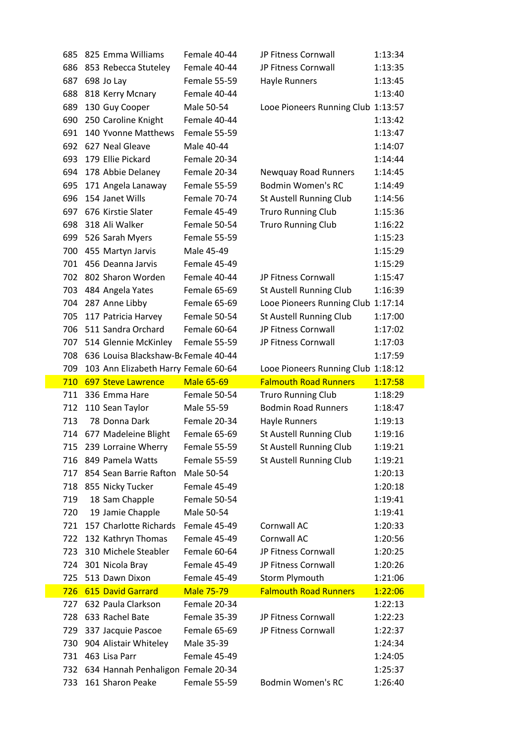| | | | | | |
|---|---|---|---|---|---|
| 685 | 825 | Emma Williams | Female 40-44 | JP Fitness Cornwall | 1:13:34 |
| 686 | 853 | Rebecca Stuteley | Female 40-44 | JP Fitness Cornwall | 1:13:35 |
| 687 | 698 | Jo Lay | Female 55-59 | Hayle Runners | 1:13:45 |
| 688 | 818 | Kerry Mcnary | Female 40-44 | | 1:13:40 |
| 689 | 130 | Guy Cooper | Male 50-54 | Looe Pioneers Running Club | 1:13:57 |
| 690 | 250 | Caroline Knight | Female 40-44 | | 1:13:42 |
| 691 | 140 | Yvonne Matthews | Female 55-59 | | 1:13:47 |
| 692 | 627 | Neal Gleave | Male 40-44 | | 1:14:07 |
| 693 | 179 | Ellie Pickard | Female 20-34 | | 1:14:44 |
| 694 | 178 | Abbie Delaney | Female 20-34 | Newquay Road Runners | 1:14:45 |
| 695 | 171 | Angela Lanaway | Female 55-59 | Bodmin Women's RC | 1:14:49 |
| 696 | 154 | Janet Wills | Female 70-74 | St Austell Running Club | 1:14:56 |
| 697 | 676 | Kirstie Slater | Female 45-49 | Truro Running Club | 1:15:36 |
| 698 | 318 | Ali Walker | Female 50-54 | Truro Running Club | 1:16:22 |
| 699 | 526 | Sarah Myers | Female 55-59 | | 1:15:23 |
| 700 | 455 | Martyn Jarvis | Male 45-49 | | 1:15:29 |
| 701 | 456 | Deanna Jarvis | Female 45-49 | | 1:15:29 |
| 702 | 802 | Sharon Worden | Female 40-44 | JP Fitness Cornwall | 1:15:47 |
| 703 | 484 | Angela Yates | Female 65-69 | St Austell Running Club | 1:16:39 |
| 704 | 287 | Anne Libby | Female 65-69 | Looe Pioneers Running Club | 1:17:14 |
| 705 | 117 | Patricia Harvey | Female 50-54 | St Austell Running Club | 1:17:00 |
| 706 | 511 | Sandra Orchard | Female 60-64 | JP Fitness Cornwall | 1:17:02 |
| 707 | 514 | Glennie McKinley | Female 55-59 | JP Fitness Cornwall | 1:17:03 |
| 708 | 636 | Louisa Blackshaw-B | Female 40-44 | | 1:17:59 |
| 709 | 103 | Ann Elizabeth Harry | Female 60-64 | Looe Pioneers Running Club | 1:18:12 |
| 710 | 697 | Steve Lawrence | Male 65-69 | Falmouth Road Runners | 1:17:58 |
| 711 | 336 | Emma Hare | Female 50-54 | Truro Running Club | 1:18:29 |
| 712 | 110 | Sean Taylor | Male 55-59 | Bodmin Road Runners | 1:18:47 |
| 713 | 78 | Donna Dark | Female 20-34 | Hayle Runners | 1:19:13 |
| 714 | 677 | Madeleine Blight | Female 65-69 | St Austell Running Club | 1:19:16 |
| 715 | 239 | Lorraine Wherry | Female 55-59 | St Austell Running Club | 1:19:21 |
| 716 | 849 | Pamela Watts | Female 55-59 | St Austell Running Club | 1:19:21 |
| 717 | 854 | Sean Barrie Rafton | Male 50-54 | | 1:20:13 |
| 718 | 855 | Nicky Tucker | Female 45-49 | | 1:20:18 |
| 719 | 18 | Sam Chapple | Female 50-54 | | 1:19:41 |
| 720 | 19 | Jamie Chapple | Male 50-54 | | 1:19:41 |
| 721 | 157 | Charlotte Richards | Female 45-49 | Cornwall AC | 1:20:33 |
| 722 | 132 | Kathryn Thomas | Female 45-49 | Cornwall AC | 1:20:56 |
| 723 | 310 | Michele Steabler | Female 60-64 | JP Fitness Cornwall | 1:20:25 |
| 724 | 301 | Nicola Bray | Female 45-49 | JP Fitness Cornwall | 1:20:26 |
| 725 | 513 | Dawn Dixon | Female 45-49 | Storm Plymouth | 1:21:06 |
| 726 | 615 | David Garrard | Male 75-79 | Falmouth Road Runners | 1:22:06 |
| 727 | 632 | Paula Clarkson | Female 20-34 | | 1:22:13 |
| 728 | 633 | Rachel Bate | Female 35-39 | JP Fitness Cornwall | 1:22:23 |
| 729 | 337 | Jacquie Pascoe | Female 65-69 | JP Fitness Cornwall | 1:22:37 |
| 730 | 904 | Alistair Whiteley | Male 35-39 | | 1:24:34 |
| 731 | 463 | Lisa Parr | Female 45-49 | | 1:24:05 |
| 732 | 634 | Hannah Penhaligon | Female 20-34 | | 1:25:37 |
| 733 | 161 | Sharon Peake | Female 55-59 | Bodmin Women's RC | 1:26:40 |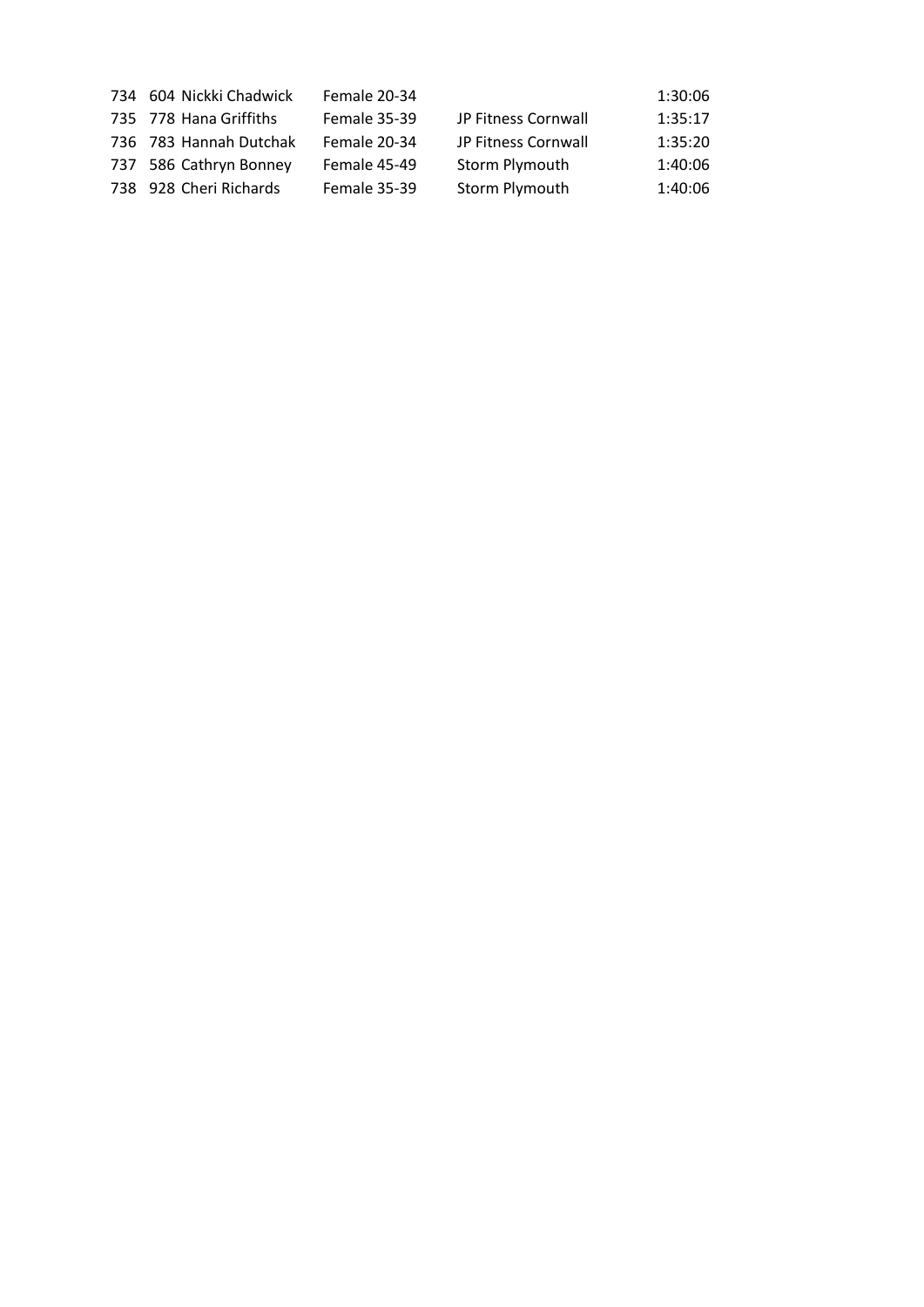| | | | | | |
|---|---|---|---|---|---|
| 734 | 604 | Nickki Chadwick | Female 20-34 | | 1:30:06 |
| 735 | 778 | Hana Griffiths | Female 35-39 | JP Fitness Cornwall | 1:35:17 |
| 736 | 783 | Hannah Dutchak | Female 20-34 | JP Fitness Cornwall | 1:35:20 |
| 737 | 586 | Cathryn Bonney | Female 45-49 | Storm Plymouth | 1:40:06 |
| 738 | 928 | Cheri Richards | Female 35-39 | Storm Plymouth | 1:40:06 |